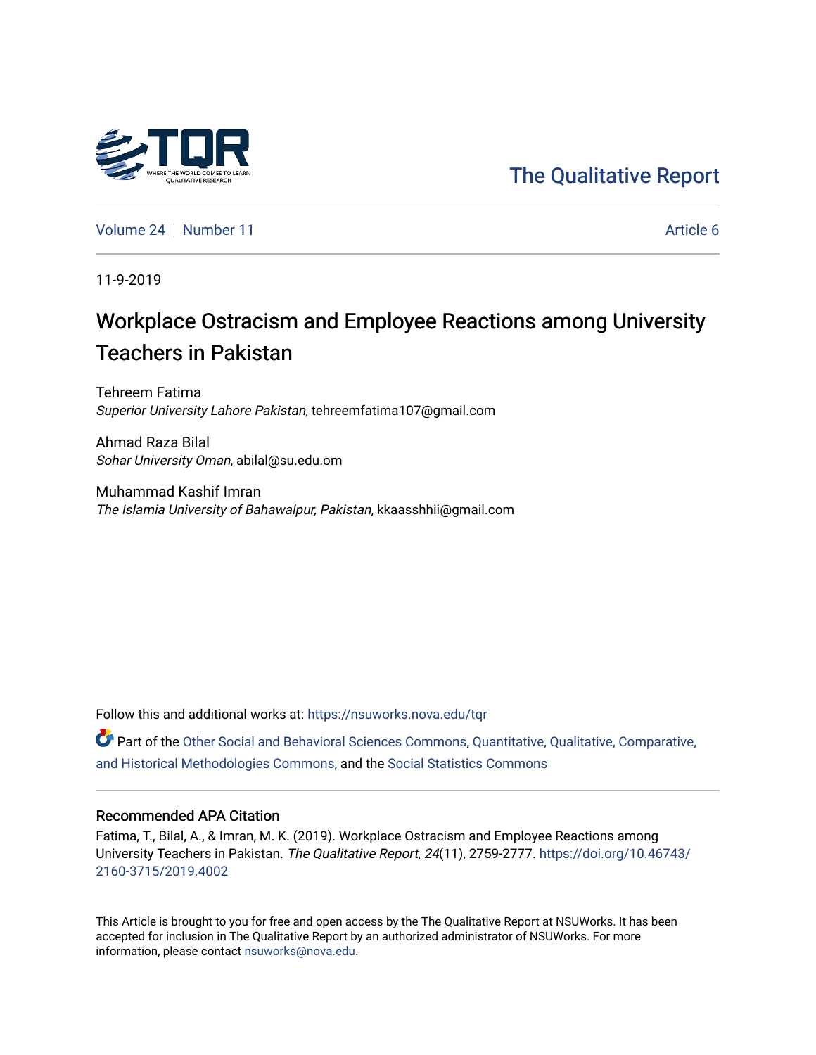The Qualitative Report

Volume 24 | Number 11 | Article 6

11-9-2019

# Workplace Ostracism and Employee Reactions among University Teachers in Pakistan

Tehreem Fatima
*Superior University Lahore Pakistan*, tehreemfatima107@gmail.com

Ahmad Raza Bilal
*Sohar University Oman*, abilal@su.edu.om

Muhammad Kashif Imran
*The Islamia University of Bahawalpur, Pakistan*, kkaasshhii@gmail.com

Follow this and additional works at: https://nsuworks.nova.edu/tqr

Part of the Other Social and Behavioral Sciences Commons, Quantitative, Qualitative, Comparative, and Historical Methodologies Commons, and the Social Statistics Commons

## Recommended APA Citation

Fatima, T., Bilal, A., & Imran, M. K. (2019). Workplace Ostracism and Employee Reactions among University Teachers in Pakistan. *The Qualitative Report*, *24*(11), 2759-2777. https://doi.org/10.46743/2160-3715/2019.4002

This Article is brought to you for free and open access by the The Qualitative Report at NSUWorks. It has been accepted for inclusion in The Qualitative Report by an authorized administrator of NSUWorks. For more information, please contact nsuworks@nova.edu.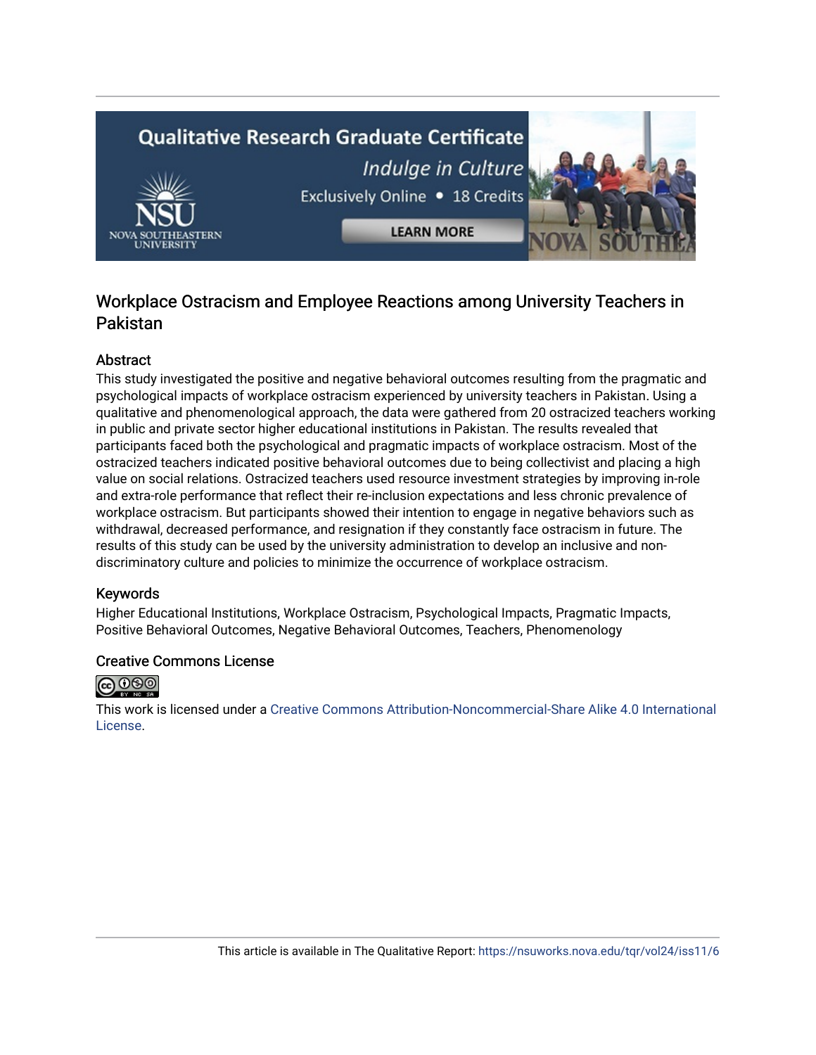# Workplace Ostracism and Employee Reactions among University Teachers in Pakistan

## Abstract

This study investigated the positive and negative behavioral outcomes resulting from the pragmatic and psychological impacts of workplace ostracism experienced by university teachers in Pakistan. Using a qualitative and phenomenological approach, the data were gathered from 20 ostracized teachers working in public and private sector higher educational institutions in Pakistan. The results revealed that participants faced both the psychological and pragmatic impacts of workplace ostracism. Most of the ostracized teachers indicated positive behavioral outcomes due to being collectivist and placing a high value on social relations. Ostracized teachers used resource investment strategies by improving in-role and extra-role performance that reflect their re-inclusion expectations and less chronic prevalence of workplace ostracism. But participants showed their intention to engage in negative behaviors such as withdrawal, decreased performance, and resignation if they constantly face ostracism in future. The results of this study can be used by the university administration to develop an inclusive and non-discriminatory culture and policies to minimize the occurrence of workplace ostracism.

## Keywords

Higher Educational Institutions, Workplace Ostracism, Psychological Impacts, Pragmatic Impacts, Positive Behavioral Outcomes, Negative Behavioral Outcomes, Teachers, Phenomenology

## Creative Commons License

This work is licensed under a Creative Commons Attribution-Noncommercial-Share Alike 4.0 International License.

This article is available in The Qualitative Report: https://nsuworks.nova.edu/tqr/vol24/iss11/6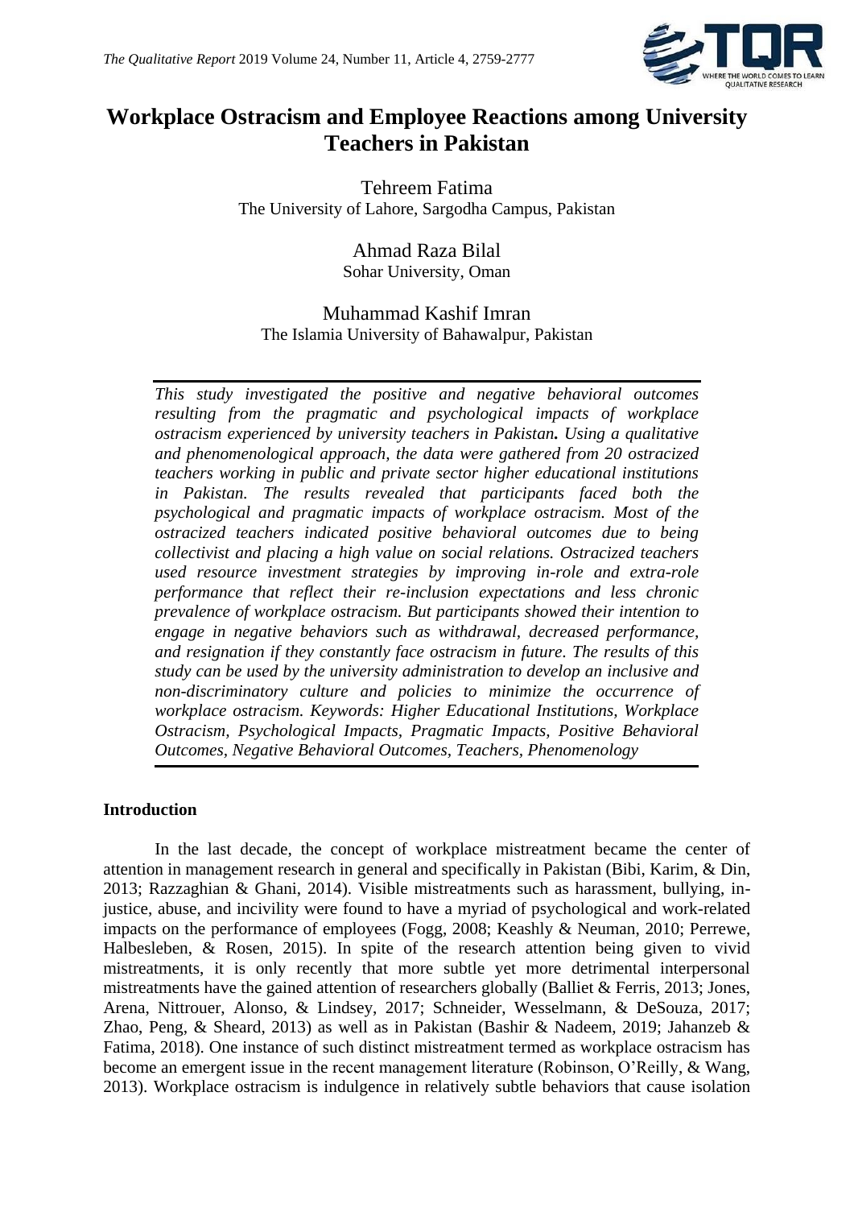# Workplace Ostracism and Employee Reactions among University Teachers in Pakistan

Tehreem Fatima
The University of Lahore, Sargodha Campus, Pakistan

Ahmad Raza Bilal
Sohar University, Oman

Muhammad Kashif Imran
The Islamia University of Bahawalpur, Pakistan

*This study investigated the positive and negative behavioral outcomes resulting from the pragmatic and psychological impacts of workplace ostracism experienced by university teachers in Pakistan.* ***.*** *Using a qualitative and phenomenological approach, the data were gathered from 20 ostracized teachers working in public and private sector higher educational institutions in Pakistan. The results revealed that participants faced both the psychological and pragmatic impacts of workplace ostracism. Most of the ostracized teachers indicated positive behavioral outcomes due to being collectivist and placing a high value on social relations. Ostracized teachers used resource investment strategies by improving in-role and extra-role performance that reflect their re-inclusion expectations and less chronic prevalence of workplace ostracism. But participants showed their intention to engage in negative behaviors such as withdrawal, decreased performance, and resignation if they constantly face ostracism in future. The results of this study can be used by the university administration to develop an inclusive and non-discriminatory culture and policies to minimize the occurrence of workplace ostracism. Keywords: Higher Educational Institutions, Workplace Ostracism, Psychological Impacts, Pragmatic Impacts, Positive Behavioral Outcomes, Negative Behavioral Outcomes, Teachers, Phenomenology*

## Introduction

In the last decade, the concept of workplace mistreatment became the center of attention in management research in general and specifically in Pakistan (Bibi, Karim, & Din, 2013; Razzaghian & Ghani, 2014). Visible mistreatments such as harassment, bullying, injustice, abuse, and incivility were found to have a myriad of psychological and work-related impacts on the performance of employees (Fogg, 2008; Keashly & Neuman, 2010; Perrewe, Halbesleben, & Rosen, 2015). In spite of the research attention being given to vivid mistreatments, it is only recently that more subtle yet more detrimental interpersonal mistreatments have the gained attention of researchers globally (Balliet & Ferris, 2013; Jones, Arena, Nittrouer, Alonso, & Lindsey, 2017; Schneider, Wesselmann, & DeSouza, 2017; Zhao, Peng, & Sheard, 2013) as well as in Pakistan (Bashir & Nadeem, 2019; Jahanzeb & Fatima, 2018). One instance of such distinct mistreatment termed as workplace ostracism has become an emergent issue in the recent management literature (Robinson, O'Reilly, & Wang, 2013). Workplace ostracism is indulgence in relatively subtle behaviors that cause isolation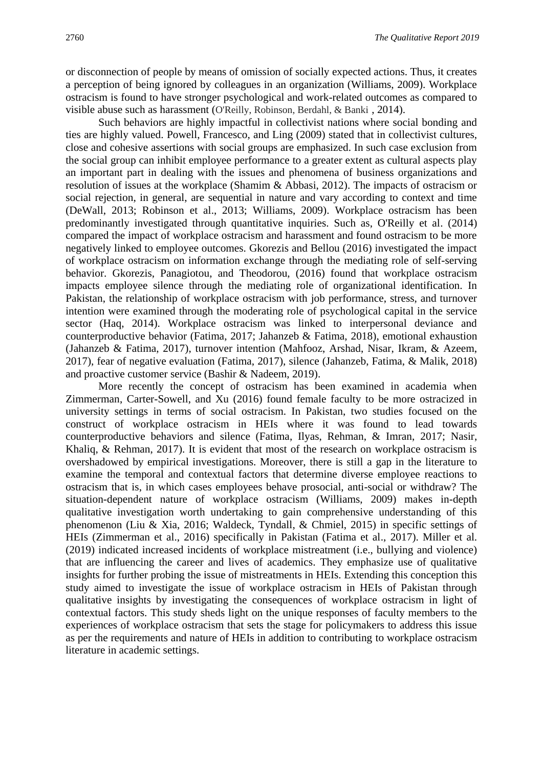or disconnection of people by means of omission of socially expected actions. Thus, it creates a perception of being ignored by colleagues in an organization (Williams, 2009). Workplace ostracism is found to have stronger psychological and work-related outcomes as compared to visible abuse such as harassment (O'Reilly, Robinson, Berdahl, & Banki , 2014).

Such behaviors are highly impactful in collectivist nations where social bonding and ties are highly valued. Powell, Francesco, and Ling (2009) stated that in collectivist cultures, close and cohesive assertions with social groups are emphasized. In such case exclusion from the social group can inhibit employee performance to a greater extent as cultural aspects play an important part in dealing with the issues and phenomena of business organizations and resolution of issues at the workplace (Shamim & Abbasi, 2012). The impacts of ostracism or social rejection, in general, are sequential in nature and vary according to context and time (DeWall, 2013; Robinson et al., 2013; Williams, 2009). Workplace ostracism has been predominantly investigated through quantitative inquiries. Such as, O'Reilly et al. (2014) compared the impact of workplace ostracism and harassment and found ostracism to be more negatively linked to employee outcomes. Gkorezis and Bellou (2016) investigated the impact of workplace ostracism on information exchange through the mediating role of self-serving behavior. Gkorezis, Panagiotou, and Theodorou, (2016) found that workplace ostracism impacts employee silence through the mediating role of organizational identification. In Pakistan, the relationship of workplace ostracism with job performance, stress, and turnover intention were examined through the moderating role of psychological capital in the service sector (Haq, 2014). Workplace ostracism was linked to interpersonal deviance and counterproductive behavior (Fatima, 2017; Jahanzeb & Fatima, 2018), emotional exhaustion (Jahanzeb & Fatima, 2017), turnover intention (Mahfooz, Arshad, Nisar, Ikram, & Azeem, 2017), fear of negative evaluation (Fatima, 2017), silence (Jahanzeb, Fatima, & Malik, 2018) and proactive customer service (Bashir & Nadeem, 2019).

More recently the concept of ostracism has been examined in academia when Zimmerman, Carter-Sowell, and Xu (2016) found female faculty to be more ostracized in university settings in terms of social ostracism. In Pakistan, two studies focused on the construct of workplace ostracism in HEIs where it was found to lead towards counterproductive behaviors and silence (Fatima, Ilyas, Rehman, & Imran, 2017; Nasir, Khaliq, & Rehman, 2017). It is evident that most of the research on workplace ostracism is overshadowed by empirical investigations. Moreover, there is still a gap in the literature to examine the temporal and contextual factors that determine diverse employee reactions to ostracism that is, in which cases employees behave prosocial, anti-social or withdraw? The situation-dependent nature of workplace ostracism (Williams, 2009) makes in-depth qualitative investigation worth undertaking to gain comprehensive understanding of this phenomenon (Liu & Xia, 2016; Waldeck, Tyndall, & Chmiel, 2015) in specific settings of HEIs (Zimmerman et al., 2016) specifically in Pakistan (Fatima et al., 2017). Miller et al. (2019) indicated increased incidents of workplace mistreatment (i.e., bullying and violence) that are influencing the career and lives of academics. They emphasize use of qualitative insights for further probing the issue of mistreatments in HEIs. Extending this conception this study aimed to investigate the issue of workplace ostracism in HEIs of Pakistan through qualitative insights by investigating the consequences of workplace ostracism in light of contextual factors. This study sheds light on the unique responses of faculty members to the experiences of workplace ostracism that sets the stage for policymakers to address this issue as per the requirements and nature of HEIs in addition to contributing to workplace ostracism literature in academic settings.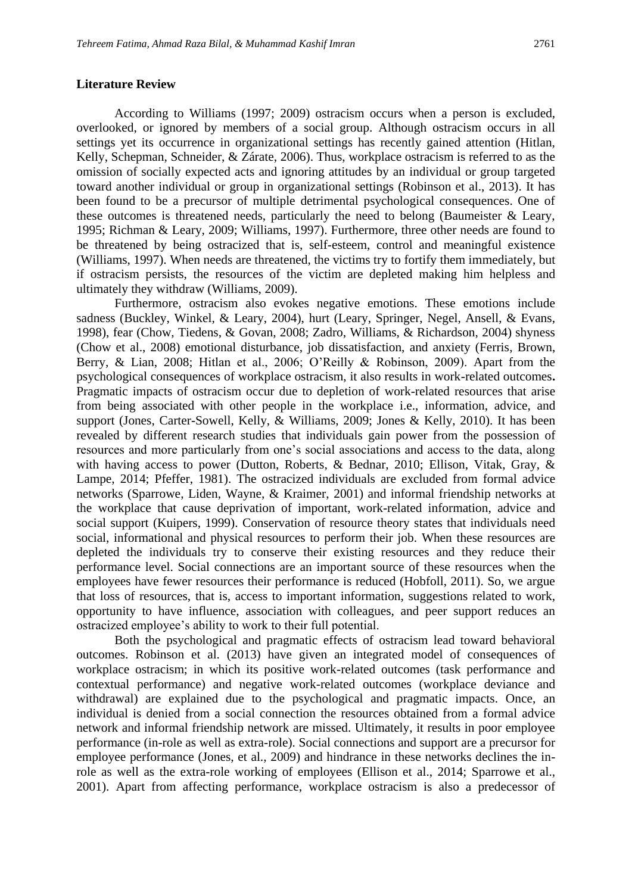## Literature Review

According to Williams (1997; 2009) ostracism occurs when a person is excluded, overlooked, or ignored by members of a social group. Although ostracism occurs in all settings yet its occurrence in organizational settings has recently gained attention (Hitlan, Kelly, Schepman, Schneider, & Zárate, 2006). Thus, workplace ostracism is referred to as the omission of socially expected acts and ignoring attitudes by an individual or group targeted toward another individual or group in organizational settings (Robinson et al., 2013). It has been found to be a precursor of multiple detrimental psychological consequences. One of these outcomes is threatened needs, particularly the need to belong (Baumeister & Leary, 1995; Richman & Leary, 2009; Williams, 1997). Furthermore, three other needs are found to be threatened by being ostracized that is, self-esteem, control and meaningful existence (Williams, 1997). When needs are threatened, the victims try to fortify them immediately, but if ostracism persists, the resources of the victim are depleted making him helpless and ultimately they withdraw (Williams, 2009).

Furthermore, ostracism also evokes negative emotions. These emotions include sadness (Buckley, Winkel, & Leary, 2004), hurt (Leary, Springer, Negel, Ansell, & Evans, 1998), fear (Chow, Tiedens, & Govan, 2008; Zadro, Williams, & Richardson, 2004) shyness (Chow et al., 2008) emotional disturbance, job dissatisfaction, and anxiety (Ferris, Brown, Berry, & Lian, 2008; Hitlan et al., 2006; O'Reilly & Robinson, 2009). Apart from the psychological consequences of workplace ostracism, it also results in work-related outcomes**.** Pragmatic impacts of ostracism occur due to depletion of work-related resources that arise from being associated with other people in the workplace i.e., information, advice, and support (Jones, Carter-Sowell, Kelly, & Williams, 2009; Jones & Kelly, 2010). It has been revealed by different research studies that individuals gain power from the possession of resources and more particularly from one's social associations and access to the data, along with having access to power (Dutton, Roberts, & Bednar, 2010; Ellison, Vitak, Gray, & Lampe, 2014; Pfeffer, 1981). The ostracized individuals are excluded from formal advice networks (Sparrowe, Liden, Wayne, & Kraimer, 2001) and informal friendship networks at the workplace that cause deprivation of important, work-related information, advice and social support (Kuipers, 1999). Conservation of resource theory states that individuals need social, informational and physical resources to perform their job. When these resources are depleted the individuals try to conserve their existing resources and they reduce their performance level. Social connections are an important source of these resources when the employees have fewer resources their performance is reduced (Hobfoll, 2011). So, we argue that loss of resources, that is, access to important information, suggestions related to work, opportunity to have influence, association with colleagues, and peer support reduces an ostracized employee's ability to work to their full potential.

Both the psychological and pragmatic effects of ostracism lead toward behavioral outcomes. Robinson et al. (2013) have given an integrated model of consequences of workplace ostracism; in which its positive work-related outcomes (task performance and contextual performance) and negative work-related outcomes (workplace deviance and withdrawal) are explained due to the psychological and pragmatic impacts. Once, an individual is denied from a social connection the resources obtained from a formal advice network and informal friendship network are missed. Ultimately, it results in poor employee performance (in-role as well as extra-role). Social connections and support are a precursor for employee performance (Jones, et al., 2009) and hindrance in these networks declines the in-role as well as the extra-role working of employees (Ellison et al., 2014; Sparrowe et al., 2001). Apart from affecting performance, workplace ostracism is also a predecessor of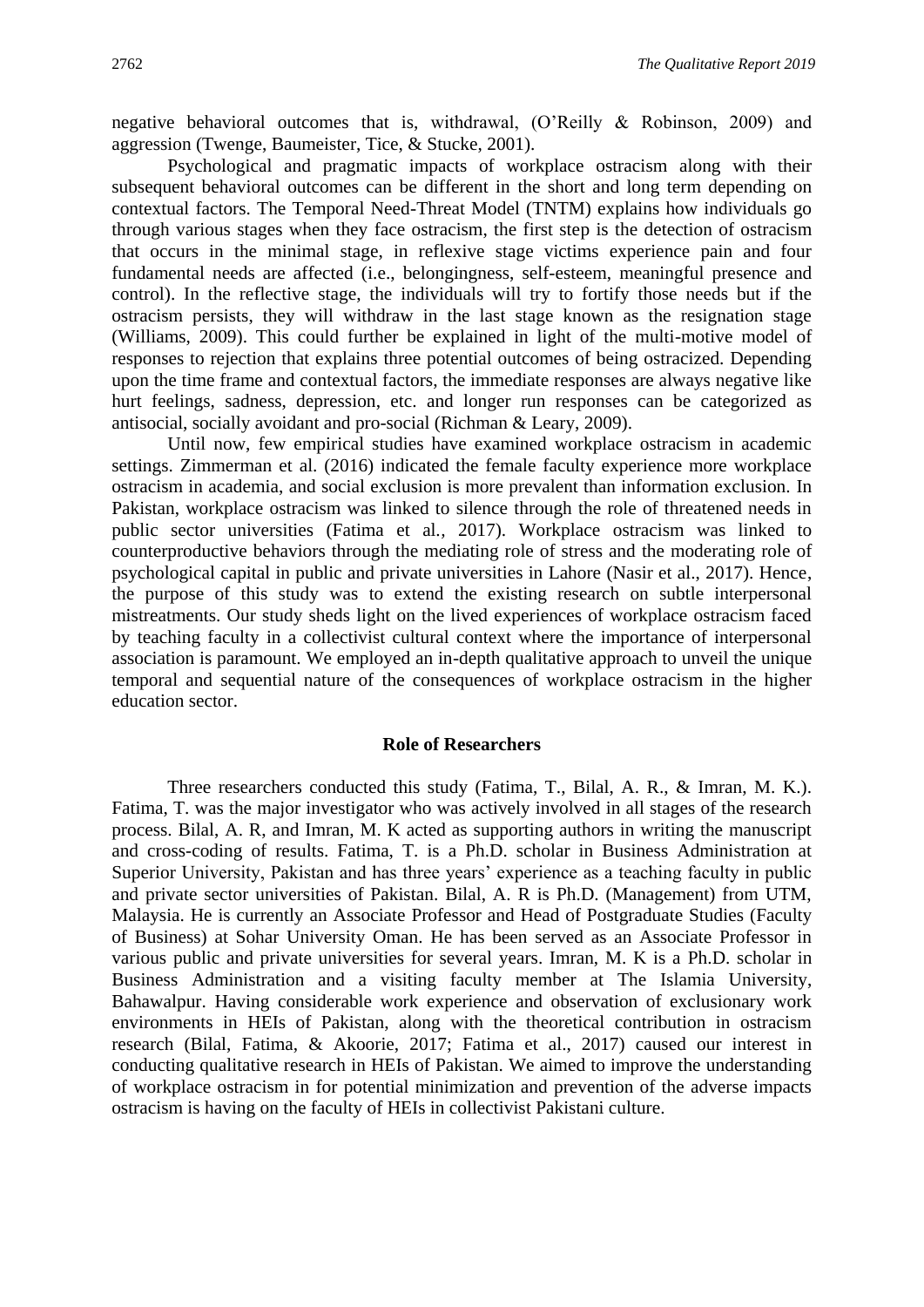negative behavioral outcomes that is, withdrawal, (O'Reilly & Robinson, 2009) and aggression (Twenge, Baumeister, Tice, & Stucke, 2001).

Psychological and pragmatic impacts of workplace ostracism along with their subsequent behavioral outcomes can be different in the short and long term depending on contextual factors. The Temporal Need-Threat Model (TNTM) explains how individuals go through various stages when they face ostracism, the first step is the detection of ostracism that occurs in the minimal stage, in reflexive stage victims experience pain and four fundamental needs are affected (i.e., belongingness, self-esteem, meaningful presence and control). In the reflective stage, the individuals will try to fortify those needs but if the ostracism persists, they will withdraw in the last stage known as the resignation stage (Williams, 2009). This could further be explained in light of the multi-motive model of responses to rejection that explains three potential outcomes of being ostracized. Depending upon the time frame and contextual factors, the immediate responses are always negative like hurt feelings, sadness, depression, etc. and longer run responses can be categorized as antisocial, socially avoidant and pro-social (Richman & Leary, 2009).

Until now, few empirical studies have examined workplace ostracism in academic settings. Zimmerman et al. (2016) indicated the female faculty experience more workplace ostracism in academia, and social exclusion is more prevalent than information exclusion. In Pakistan, workplace ostracism was linked to silence through the role of threatened needs in public sector universities (Fatima et al., 2017). Workplace ostracism was linked to counterproductive behaviors through the mediating role of stress and the moderating role of psychological capital in public and private universities in Lahore (Nasir et al., 2017). Hence, the purpose of this study was to extend the existing research on subtle interpersonal mistreatments. Our study sheds light on the lived experiences of workplace ostracism faced by teaching faculty in a collectivist cultural context where the importance of interpersonal association is paramount. We employed an in-depth qualitative approach to unveil the unique temporal and sequential nature of the consequences of workplace ostracism in the higher education sector.

## Role of Researchers

Three researchers conducted this study (Fatima, T., Bilal, A. R., & Imran, M. K.). Fatima, T. was the major investigator who was actively involved in all stages of the research process. Bilal, A. R, and Imran, M. K acted as supporting authors in writing the manuscript and cross-coding of results. Fatima, T. is a Ph.D. scholar in Business Administration at Superior University, Pakistan and has three years' experience as a teaching faculty in public and private sector universities of Pakistan. Bilal, A. R is Ph.D. (Management) from UTM, Malaysia. He is currently an Associate Professor and Head of Postgraduate Studies (Faculty of Business) at Sohar University Oman. He has been served as an Associate Professor in various public and private universities for several years. Imran, M. K is a Ph.D. scholar in Business Administration and a visiting faculty member at The Islamia University, Bahawalpur. Having considerable work experience and observation of exclusionary work environments in HEIs of Pakistan, along with the theoretical contribution in ostracism research (Bilal, Fatima, & Akoorie, 2017; Fatima et al., 2017) caused our interest in conducting qualitative research in HEIs of Pakistan. We aimed to improve the understanding of workplace ostracism in for potential minimization and prevention of the adverse impacts ostracism is having on the faculty of HEIs in collectivist Pakistani culture.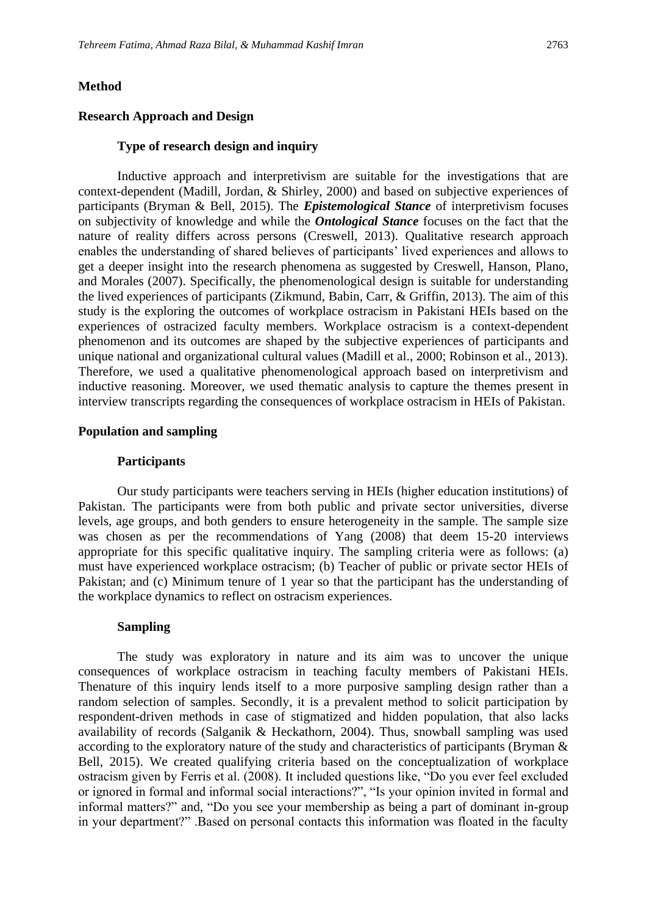## Method

## Research Approach and Design

### Type of research design and inquiry

Inductive approach and interpretivism are suitable for the investigations that are context-dependent (Madill, Jordan, & Shirley, 2000) and based on subjective experiences of participants (Bryman & Bell, 2015). The ***Epistemological Stance*** of interpretivism focuses on subjectivity of knowledge and while the ***Ontological Stance*** focuses on the fact that the nature of reality differs across persons (Creswell, 2013). Qualitative research approach enables the understanding of shared believes of participants' lived experiences and allows to get a deeper insight into the research phenomena as suggested by Creswell, Hanson, Plano, and Morales (2007). Specifically, the phenomenological design is suitable for understanding the lived experiences of participants (Zikmund, Babin, Carr, & Griffin, 2013). The aim of this study is the exploring the outcomes of workplace ostracism in Pakistani HEIs based on the experiences of ostracized faculty members. Workplace ostracism is a context-dependent phenomenon and its outcomes are shaped by the subjective experiences of participants and unique national and organizational cultural values (Madill et al., 2000; Robinson et al., 2013). Therefore, we used a qualitative phenomenological approach based on interpretivism and inductive reasoning. Moreover, we used thematic analysis to capture the themes present in interview transcripts regarding the consequences of workplace ostracism in HEIs of Pakistan.

## Population and sampling

### Participants

Our study participants were teachers serving in HEIs (higher education institutions) of Pakistan. The participants were from both public and private sector universities, diverse levels, age groups, and both genders to ensure heterogeneity in the sample. The sample size was chosen as per the recommendations of Yang (2008) that deem 15-20 interviews appropriate for this specific qualitative inquiry. The sampling criteria were as follows: (a) must have experienced workplace ostracism; (b) Teacher of public or private sector HEIs of Pakistan; and (c) Minimum tenure of 1 year so that the participant has the understanding of the workplace dynamics to reflect on ostracism experiences.

### Sampling

The study was exploratory in nature and its aim was to uncover the unique consequences of workplace ostracism in teaching faculty members of Pakistani HEIs. Thenature of this inquiry lends itself to a more purposive sampling design rather than a random selection of samples. Secondly, it is a prevalent method to solicit participation by respondent-driven methods in case of stigmatized and hidden population, that also lacks availability of records (Salganik & Heckathorn, 2004). Thus, snowball sampling was used according to the exploratory nature of the study and characteristics of participants (Bryman & Bell, 2015). We created qualifying criteria based on the conceptualization of workplace ostracism given by Ferris et al. (2008). It included questions like, "Do you ever feel excluded or ignored in formal and informal social interactions?", "Is your opinion invited in formal and informal matters?" and, "Do you see your membership as being a part of dominant in-group in your department?" .Based on personal contacts this information was floated in the faculty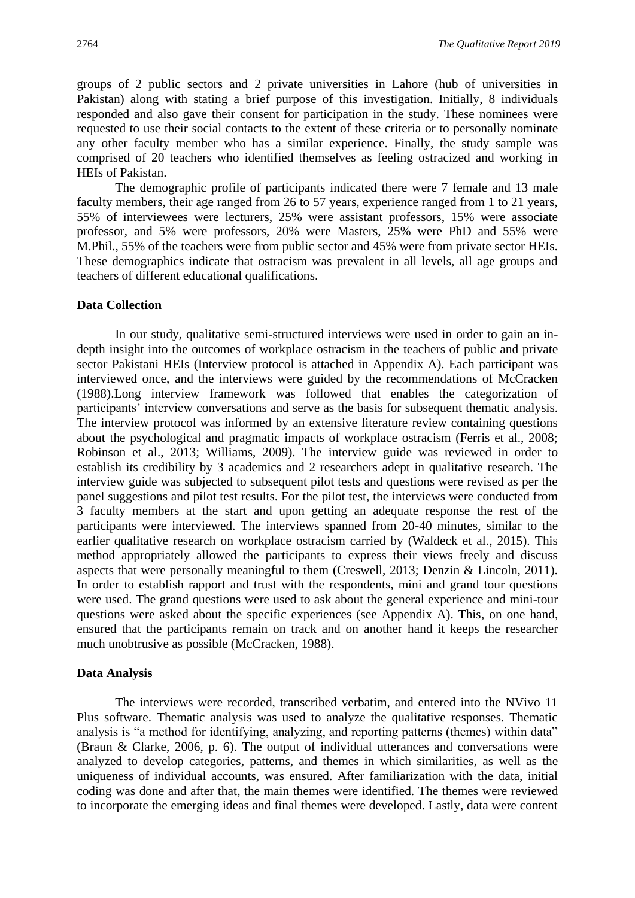groups of 2 public sectors and 2 private universities in Lahore (hub of universities in Pakistan) along with stating a brief purpose of this investigation. Initially, 8 individuals responded and also gave their consent for participation in the study. These nominees were requested to use their social contacts to the extent of these criteria or to personally nominate any other faculty member who has a similar experience. Finally, the study sample was comprised of 20 teachers who identified themselves as feeling ostracized and working in HEIs of Pakistan.

The demographic profile of participants indicated there were 7 female and 13 male faculty members, their age ranged from 26 to 57 years, experience ranged from 1 to 21 years, 55% of interviewees were lecturers, 25% were assistant professors, 15% were associate professor, and 5% were professors, 20% were Masters, 25% were PhD and 55% were M.Phil., 55% of the teachers were from public sector and 45% were from private sector HEIs. These demographics indicate that ostracism was prevalent in all levels, all age groups and teachers of different educational qualifications.

### Data Collection

In our study, qualitative semi-structured interviews were used in order to gain an in-depth insight into the outcomes of workplace ostracism in the teachers of public and private sector Pakistani HEIs (Interview protocol is attached in Appendix A). Each participant was interviewed once, and the interviews were guided by the recommendations of McCracken (1988).Long interview framework was followed that enables the categorization of participants' interview conversations and serve as the basis for subsequent thematic analysis. The interview protocol was informed by an extensive literature review containing questions about the psychological and pragmatic impacts of workplace ostracism (Ferris et al., 2008; Robinson et al., 2013; Williams, 2009). The interview guide was reviewed in order to establish its credibility by 3 academics and 2 researchers adept in qualitative research. The interview guide was subjected to subsequent pilot tests and questions were revised as per the panel suggestions and pilot test results. For the pilot test, the interviews were conducted from 3 faculty members at the start and upon getting an adequate response the rest of the participants were interviewed. The interviews spanned from 20-40 minutes, similar to the earlier qualitative research on workplace ostracism carried by (Waldeck et al., 2015). This method appropriately allowed the participants to express their views freely and discuss aspects that were personally meaningful to them (Creswell, 2013; Denzin & Lincoln, 2011). In order to establish rapport and trust with the respondents, mini and grand tour questions were used. The grand questions were used to ask about the general experience and mini-tour questions were asked about the specific experiences (see Appendix A). This, on one hand, ensured that the participants remain on track and on another hand it keeps the researcher much unobtrusive as possible (McCracken, 1988).

### Data Analysis

The interviews were recorded, transcribed verbatim, and entered into the NVivo 11 Plus software. Thematic analysis was used to analyze the qualitative responses. Thematic analysis is "a method for identifying, analyzing, and reporting patterns (themes) within data" (Braun & Clarke, 2006, p. 6). The output of individual utterances and conversations were analyzed to develop categories, patterns, and themes in which similarities, as well as the uniqueness of individual accounts, was ensured. After familiarization with the data, initial coding was done and after that, the main themes were identified. The themes were reviewed to incorporate the emerging ideas and final themes were developed. Lastly, data were content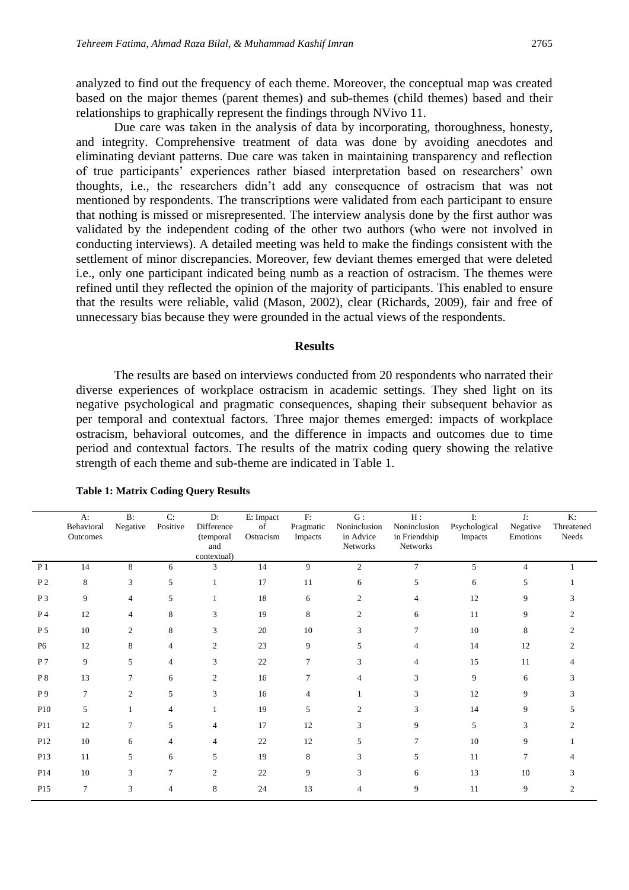analyzed to find out the frequency of each theme. Moreover, the conceptual map was created based on the major themes (parent themes) and sub-themes (child themes) based and their relationships to graphically represent the findings through NVivo 11.

Due care was taken in the analysis of data by incorporating, thoroughness, honesty, and integrity. Comprehensive treatment of data was done by avoiding anecdotes and eliminating deviant patterns. Due care was taken in maintaining transparency and reflection of true participants' experiences rather biased interpretation based on researchers' own thoughts, i.e., the researchers didn't add any consequence of ostracism that was not mentioned by respondents. The transcriptions were validated from each participant to ensure that nothing is missed or misrepresented. The interview analysis done by the first author was validated by the independent coding of the other two authors (who were not involved in conducting interviews). A detailed meeting was held to make the findings consistent with the settlement of minor discrepancies. Moreover, few deviant themes emerged that were deleted i.e., only one participant indicated being numb as a reaction of ostracism. The themes were refined until they reflected the opinion of the majority of participants. This enabled to ensure that the results were reliable, valid (Mason, 2002), clear (Richards, 2009), fair and free of unnecessary bias because they were grounded in the actual views of the respondents.

## Results

The results are based on interviews conducted from 20 respondents who narrated their diverse experiences of workplace ostracism in academic settings. They shed light on its negative psychological and pragmatic consequences, shaping their subsequent behavior as per temporal and contextual factors. Three major themes emerged: impacts of workplace ostracism, behavioral outcomes, and the difference in impacts and outcomes due to time period and contextual factors. The results of the matrix coding query showing the relative strength of each theme and sub-theme are indicated in Table 1.

**Table 1: Matrix Coding Query Results**

| | A: Behavioral Outcomes | B: Negative | C: Positive | D: Difference (temporal and contextual) | E: Impact of Ostracism | F: Pragmatic Impacts | G : Noninclusion in Advice Networks | H : Noninclusion in Friendship Networks | I: Psychological Impacts | J: Negative Emotions | K: Threatened Needs |
|---|---|---|---|---|---|---|---|---|---|---|---|
| P 1 | 14 | 8 | 6 | 3 | 14 | 9 | 2 | 7 | 5 | 4 | 1 |
| P 2 | 8 | 3 | 5 | 1 | 17 | 11 | 6 | 5 | 6 | 5 | 1 |
| P 3 | 9 | 4 | 5 | 1 | 18 | 6 | 2 | 4 | 12 | 9 | 3 |
| P 4 | 12 | 4 | 8 | 3 | 19 | 8 | 2 | 6 | 11 | 9 | 2 |
| P 5 | 10 | 2 | 8 | 3 | 20 | 10 | 3 | 7 | 10 | 8 | 2 |
| P6 | 12 | 8 | 4 | 2 | 23 | 9 | 5 | 4 | 14 | 12 | 2 |
| P 7 | 9 | 5 | 4 | 3 | 22 | 7 | 3 | 4 | 15 | 11 | 4 |
| P 8 | 13 | 7 | 6 | 2 | 16 | 7 | 4 | 3 | 9 | 6 | 3 |
| P 9 | 7 | 2 | 5 | 3 | 16 | 4 | 1 | 3 | 12 | 9 | 3 |
| P10 | 5 | 1 | 4 | 1 | 19 | 5 | 2 | 3 | 14 | 9 | 5 |
| P11 | 12 | 7 | 5 | 4 | 17 | 12 | 3 | 9 | 5 | 3 | 2 |
| P12 | 10 | 6 | 4 | 4 | 22 | 12 | 5 | 7 | 10 | 9 | 1 |
| P13 | 11 | 5 | 6 | 5 | 19 | 8 | 3 | 5 | 11 | 7 | 4 |
| P14 | 10 | 3 | 7 | 2 | 22 | 9 | 3 | 6 | 13 | 10 | 3 |
| P15 | 7 | 3 | 4 | 8 | 24 | 13 | 4 | 9 | 11 | 9 | 2 |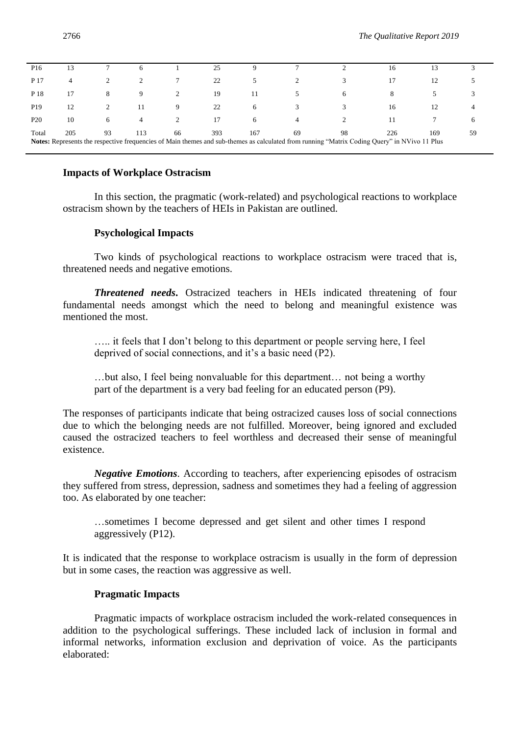| P16 | 13 | 7 | 6 | 1 | 25 | 9 | 7 | 2 | 16 | 13 | 3 |
|---|---|---|---|---|---|---|---|---|---|---|---|
| P 17 | 4 | 2 | 2 | 7 | 22 | 5 | 2 | 3 | 17 | 12 | 5 |
| P 18 | 17 | 8 | 9 | 2 | 19 | 11 | 5 | 6 | 8 | 5 | 3 |
| P19 | 12 | 2 | 11 | 9 | 22 | 6 | 3 | 3 | 16 | 12 | 4 |
| P20 | 10 | 6 | 4 | 2 | 17 | 6 | 4 | 2 | 11 | 7 | 6 |
| Total | 205 | 93 | 113 | 66 | 393 | 167 | 69 | 98 | 226 | 169 | 59 |

**Notes:** Represents the respective frequencies of Main themes and sub-themes as calculated from running "Matrix Coding Query" in NVivo 11 Plus

### Impacts of Workplace Ostracism

In this section, the pragmatic (work-related) and psychological reactions to workplace ostracism shown by the teachers of HEIs in Pakistan are outlined.

#### Psychological Impacts

Two kinds of psychological reactions to workplace ostracism were traced that is, threatened needs and negative emotions.

***Threatened needs.*** Ostracized teachers in HEIs indicated threatening of four fundamental needs amongst which the need to belong and meaningful existence was mentioned the most.

> ….. it feels that I don't belong to this department or people serving here, I feel deprived of social connections, and it's a basic need (P2).

> …but also, I feel being nonvaluable for this department… not being a worthy part of the department is a very bad feeling for an educated person (P9).

The responses of participants indicate that being ostracized causes loss of social connections due to which the belonging needs are not fulfilled. Moreover, being ignored and excluded caused the ostracized teachers to feel worthless and decreased their sense of meaningful existence.

***Negative Emotions***. According to teachers, after experiencing episodes of ostracism they suffered from stress, depression, sadness and sometimes they had a feeling of aggression too. As elaborated by one teacher:

> …sometimes I become depressed and get silent and other times I respond aggressively (P12).

It is indicated that the response to workplace ostracism is usually in the form of depression but in some cases, the reaction was aggressive as well.

#### Pragmatic Impacts

Pragmatic impacts of workplace ostracism included the work-related consequences in addition to the psychological sufferings. These included lack of inclusion in formal and informal networks, information exclusion and deprivation of voice. As the participants elaborated: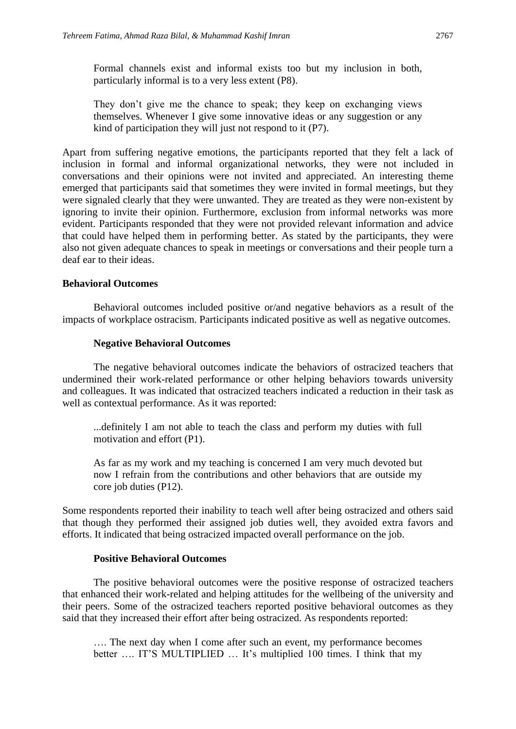> Formal channels exist and informal exists too but my inclusion in both, particularly informal is to a very less extent (P8).

> They don't give me the chance to speak; they keep on exchanging views themselves. Whenever I give some innovative ideas or any suggestion or any kind of participation they will just not respond to it (P7).

Apart from suffering negative emotions, the participants reported that they felt a lack of inclusion in formal and informal organizational networks, they were not included in conversations and their opinions were not invited and appreciated. An interesting theme emerged that participants said that sometimes they were invited in formal meetings, but they were signaled clearly that they were unwanted. They are treated as they were non-existent by ignoring to invite their opinion. Furthermore, exclusion from informal networks was more evident. Participants responded that they were not provided relevant information and advice that could have helped them in performing better. As stated by the participants, they were also not given adequate chances to speak in meetings or conversations and their people turn a deaf ear to their ideas.

### Behavioral Outcomes

Behavioral outcomes included positive or/and negative behaviors as a result of the impacts of workplace ostracism. Participants indicated positive as well as negative outcomes.

#### Negative Behavioral Outcomes

The negative behavioral outcomes indicate the behaviors of ostracized teachers that undermined their work-related performance or other helping behaviors towards university and colleagues. It was indicated that ostracized teachers indicated a reduction in their task as well as contextual performance. As it was reported:

> ...definitely I am not able to teach the class and perform my duties with full motivation and effort (P1).

> As far as my work and my teaching is concerned I am very much devoted but now I refrain from the contributions and other behaviors that are outside my core job duties (P12).

Some respondents reported their inability to teach well after being ostracized and others said that though they performed their assigned job duties well, they avoided extra favors and efforts. It indicated that being ostracized impacted overall performance on the job.

#### Positive Behavioral Outcomes

The positive behavioral outcomes were the positive response of ostracized teachers that enhanced their work-related and helping attitudes for the wellbeing of the university and their peers. Some of the ostracized teachers reported positive behavioral outcomes as they said that they increased their effort after being ostracized. As respondents reported:

> …. The next day when I come after such an event, my performance becomes better …. IT'S MULTIPLIED … It's multiplied 100 times. I think that my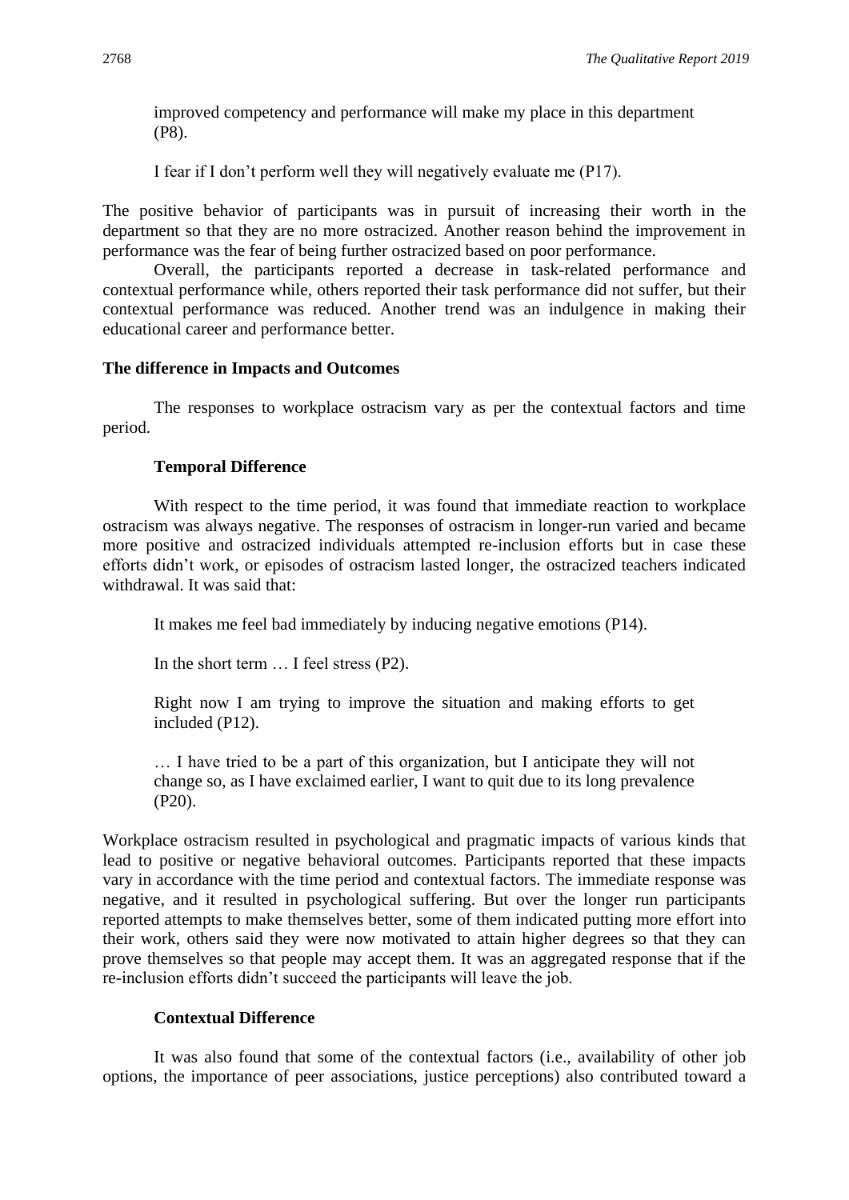> improved competency and performance will make my place in this department (P8).
>
> I fear if I don't perform well they will negatively evaluate me (P17).

The positive behavior of participants was in pursuit of increasing their worth in the department so that they are no more ostracized. Another reason behind the improvement in performance was the fear of being further ostracized based on poor performance.

Overall, the participants reported a decrease in task-related performance and contextual performance while, others reported their task performance did not suffer, but their contextual performance was reduced. Another trend was an indulgence in making their educational career and performance better.

## The difference in Impacts and Outcomes

The responses to workplace ostracism vary as per the contextual factors and time period.

### Temporal Difference

With respect to the time period, it was found that immediate reaction to workplace ostracism was always negative. The responses of ostracism in longer-run varied and became more positive and ostracized individuals attempted re-inclusion efforts but in case these efforts didn't work, or episodes of ostracism lasted longer, the ostracized teachers indicated withdrawal. It was said that:

> It makes me feel bad immediately by inducing negative emotions (P14).
>
> In the short term … I feel stress (P2).
>
> Right now I am trying to improve the situation and making efforts to get included (P12).
>
> … I have tried to be a part of this organization, but I anticipate they will not change so, as I have exclaimed earlier, I want to quit due to its long prevalence (P20).

Workplace ostracism resulted in psychological and pragmatic impacts of various kinds that lead to positive or negative behavioral outcomes. Participants reported that these impacts vary in accordance with the time period and contextual factors. The immediate response was negative, and it resulted in psychological suffering. But over the longer run participants reported attempts to make themselves better, some of them indicated putting more effort into their work, others said they were now motivated to attain higher degrees so that they can prove themselves so that people may accept them. It was an aggregated response that if the re-inclusion efforts didn't succeed the participants will leave the job.

### Contextual Difference

It was also found that some of the contextual factors (i.e., availability of other job options, the importance of peer associations, justice perceptions) also contributed toward a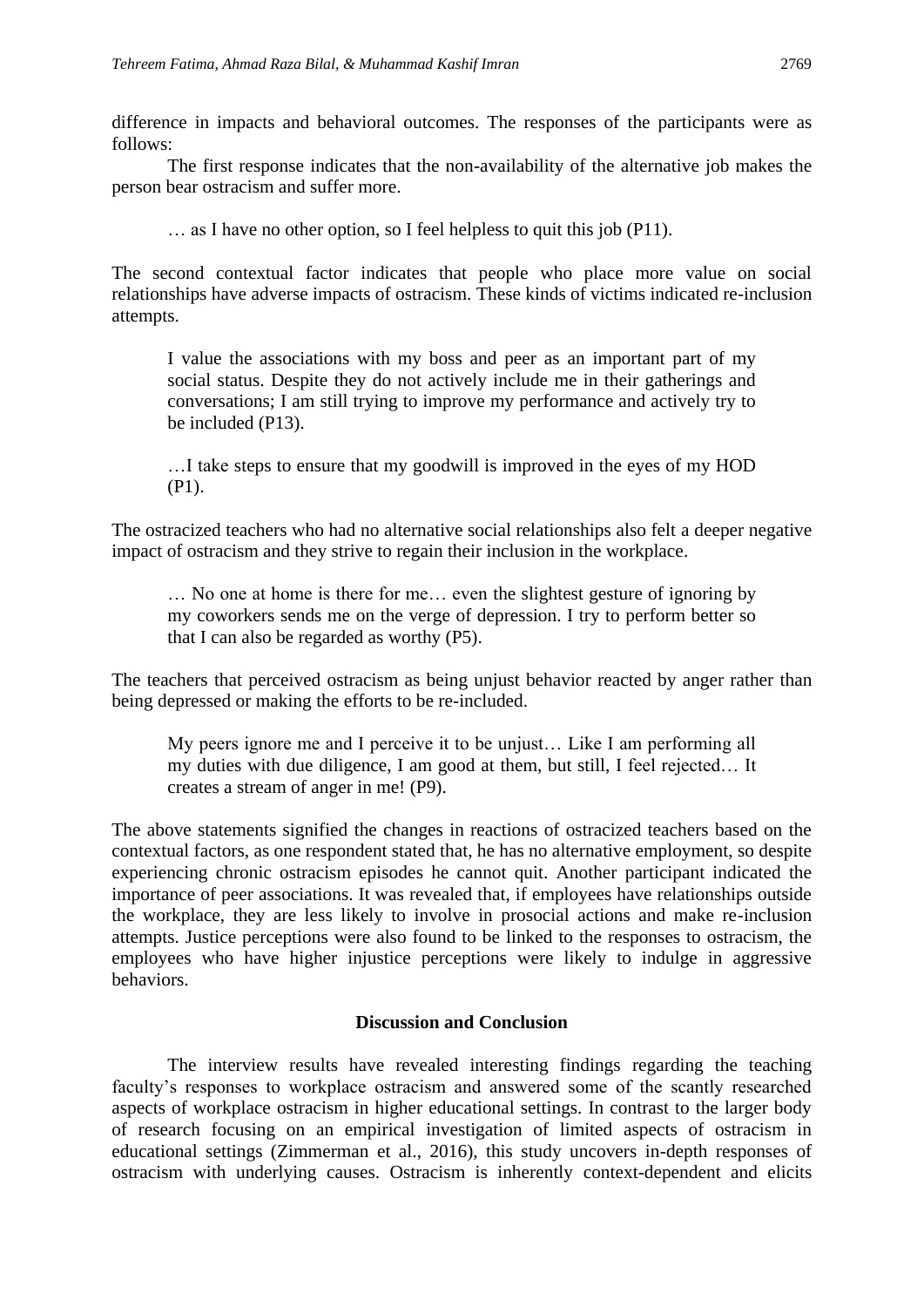difference in impacts and behavioral outcomes. The responses of the participants were as follows:

The first response indicates that the non-availability of the alternative job makes the person bear ostracism and suffer more.

> … as I have no other option, so I feel helpless to quit this job (P11).

The second contextual factor indicates that people who place more value on social relationships have adverse impacts of ostracism. These kinds of victims indicated re-inclusion attempts.

> I value the associations with my boss and peer as an important part of my social status. Despite they do not actively include me in their gatherings and conversations; I am still trying to improve my performance and actively try to be included (P13).

> …I take steps to ensure that my goodwill is improved in the eyes of my HOD (P1).

The ostracized teachers who had no alternative social relationships also felt a deeper negative impact of ostracism and they strive to regain their inclusion in the workplace.

> … No one at home is there for me… even the slightest gesture of ignoring by my coworkers sends me on the verge of depression. I try to perform better so that I can also be regarded as worthy (P5).

The teachers that perceived ostracism as being unjust behavior reacted by anger rather than being depressed or making the efforts to be re-included.

> My peers ignore me and I perceive it to be unjust… Like I am performing all my duties with due diligence, I am good at them, but still, I feel rejected… It creates a stream of anger in me! (P9).

The above statements signified the changes in reactions of ostracized teachers based on the contextual factors, as one respondent stated that, he has no alternative employment, so despite experiencing chronic ostracism episodes he cannot quit. Another participant indicated the importance of peer associations. It was revealed that, if employees have relationships outside the workplace, they are less likely to involve in prosocial actions and make re-inclusion attempts. Justice perceptions were also found to be linked to the responses to ostracism, the employees who have higher injustice perceptions were likely to indulge in aggressive behaviors.

## Discussion and Conclusion

The interview results have revealed interesting findings regarding the teaching faculty's responses to workplace ostracism and answered some of the scantly researched aspects of workplace ostracism in higher educational settings. In contrast to the larger body of research focusing on an empirical investigation of limited aspects of ostracism in educational settings (Zimmerman et al., 2016), this study uncovers in-depth responses of ostracism with underlying causes. Ostracism is inherently context-dependent and elicits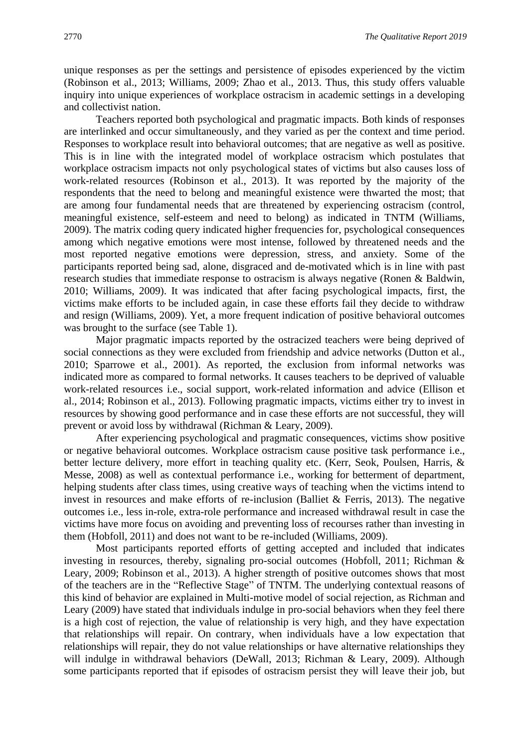unique responses as per the settings and persistence of episodes experienced by the victim (Robinson et al., 2013; Williams, 2009; Zhao et al., 2013. Thus, this study offers valuable inquiry into unique experiences of workplace ostracism in academic settings in a developing and collectivist nation.

Teachers reported both psychological and pragmatic impacts. Both kinds of responses are interlinked and occur simultaneously, and they varied as per the context and time period. Responses to workplace result into behavioral outcomes; that are negative as well as positive. This is in line with the integrated model of workplace ostracism which postulates that workplace ostracism impacts not only psychological states of victims but also causes loss of work-related resources (Robinson et al., 2013). It was reported by the majority of the respondents that the need to belong and meaningful existence were thwarted the most; that are among four fundamental needs that are threatened by experiencing ostracism (control, meaningful existence, self-esteem and need to belong) as indicated in TNTM (Williams, 2009). The matrix coding query indicated higher frequencies for, psychological consequences among which negative emotions were most intense, followed by threatened needs and the most reported negative emotions were depression, stress, and anxiety. Some of the participants reported being sad, alone, disgraced and de-motivated which is in line with past research studies that immediate response to ostracism is always negative (Ronen & Baldwin, 2010; Williams, 2009). It was indicated that after facing psychological impacts, first, the victims make efforts to be included again, in case these efforts fail they decide to withdraw and resign (Williams, 2009). Yet, a more frequent indication of positive behavioral outcomes was brought to the surface (see Table 1).

Major pragmatic impacts reported by the ostracized teachers were being deprived of social connections as they were excluded from friendship and advice networks (Dutton et al., 2010; Sparrowe et al., 2001). As reported, the exclusion from informal networks was indicated more as compared to formal networks. It causes teachers to be deprived of valuable work-related resources i.e., social support, work-related information and advice (Ellison et al., 2014; Robinson et al., 2013). Following pragmatic impacts, victims either try to invest in resources by showing good performance and in case these efforts are not successful, they will prevent or avoid loss by withdrawal (Richman & Leary, 2009).

After experiencing psychological and pragmatic consequences, victims show positive or negative behavioral outcomes. Workplace ostracism cause positive task performance i.e., better lecture delivery, more effort in teaching quality etc. (Kerr, Seok, Poulsen, Harris, & Messe, 2008) as well as contextual performance i.e., working for betterment of department, helping students after class times, using creative ways of teaching when the victims intend to invest in resources and make efforts of re-inclusion (Balliet & Ferris, 2013). The negative outcomes i.e., less in-role, extra-role performance and increased withdrawal result in case the victims have more focus on avoiding and preventing loss of recourses rather than investing in them (Hobfoll, 2011) and does not want to be re-included (Williams, 2009).

Most participants reported efforts of getting accepted and included that indicates investing in resources, thereby, signaling pro-social outcomes (Hobfoll, 2011; Richman & Leary, 2009; Robinson et al., 2013). A higher strength of positive outcomes shows that most of the teachers are in the "Reflective Stage" of TNTM. The underlying contextual reasons of this kind of behavior are explained in Multi-motive model of social rejection, as Richman and Leary (2009) have stated that individuals indulge in pro-social behaviors when they feel there is a high cost of rejection, the value of relationship is very high, and they have expectation that relationships will repair. On contrary, when individuals have a low expectation that relationships will repair, they do not value relationships or have alternative relationships they will indulge in withdrawal behaviors (DeWall, 2013; Richman & Leary, 2009). Although some participants reported that if episodes of ostracism persist they will leave their job, but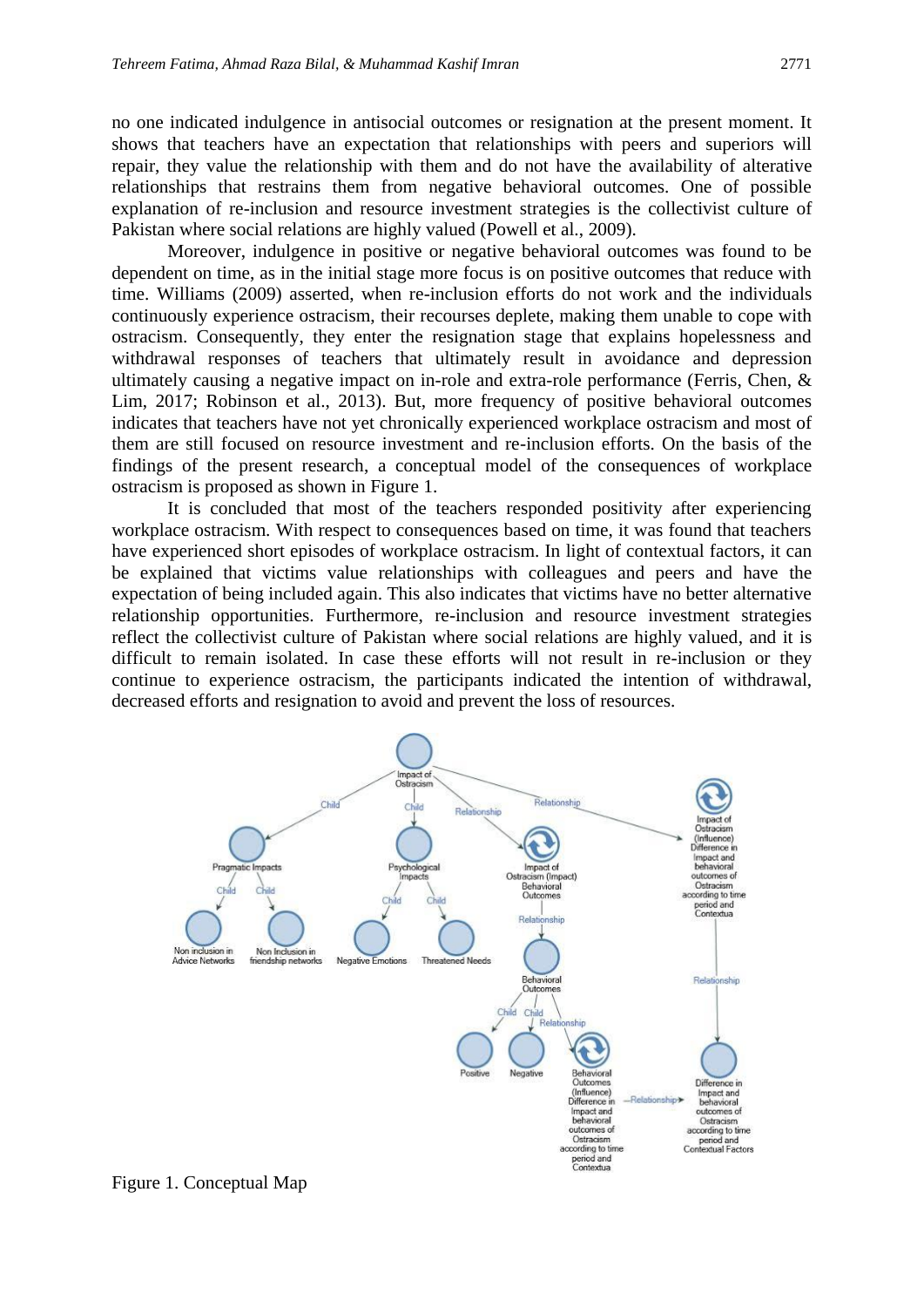no one indicated indulgence in antisocial outcomes or resignation at the present moment. It shows that teachers have an expectation that relationships with peers and superiors will repair, they value the relationship with them and do not have the availability of alterative relationships that restrains them from negative behavioral outcomes. One of possible explanation of re-inclusion and resource investment strategies is the collectivist culture of Pakistan where social relations are highly valued (Powell et al., 2009).

Moreover, indulgence in positive or negative behavioral outcomes was found to be dependent on time, as in the initial stage more focus is on positive outcomes that reduce with time. Williams (2009) asserted, when re-inclusion efforts do not work and the individuals continuously experience ostracism, their recourses deplete, making them unable to cope with ostracism. Consequently, they enter the resignation stage that explains hopelessness and withdrawal responses of teachers that ultimately result in avoidance and depression ultimately causing a negative impact on in-role and extra-role performance (Ferris, Chen, & Lim, 2017; Robinson et al., 2013). But, more frequency of positive behavioral outcomes indicates that teachers have not yet chronically experienced workplace ostracism and most of them are still focused on resource investment and re-inclusion efforts. On the basis of the findings of the present research, a conceptual model of the consequences of workplace ostracism is proposed as shown in Figure 1.

It is concluded that most of the teachers responded positivity after experiencing workplace ostracism. With respect to consequences based on time, it was found that teachers have experienced short episodes of workplace ostracism. In light of contextual factors, it can be explained that victims value relationships with colleagues and peers and have the expectation of being included again. This also indicates that victims have no better alternative relationship opportunities. Furthermore, re-inclusion and resource investment strategies reflect the collectivist culture of Pakistan where social relations are highly valued, and it is difficult to remain isolated. In case these efforts will not result in re-inclusion or they continue to experience ostracism, the participants indicated the intention of withdrawal, decreased efforts and resignation to avoid and prevent the loss of resources.

Figure 1. Conceptual Map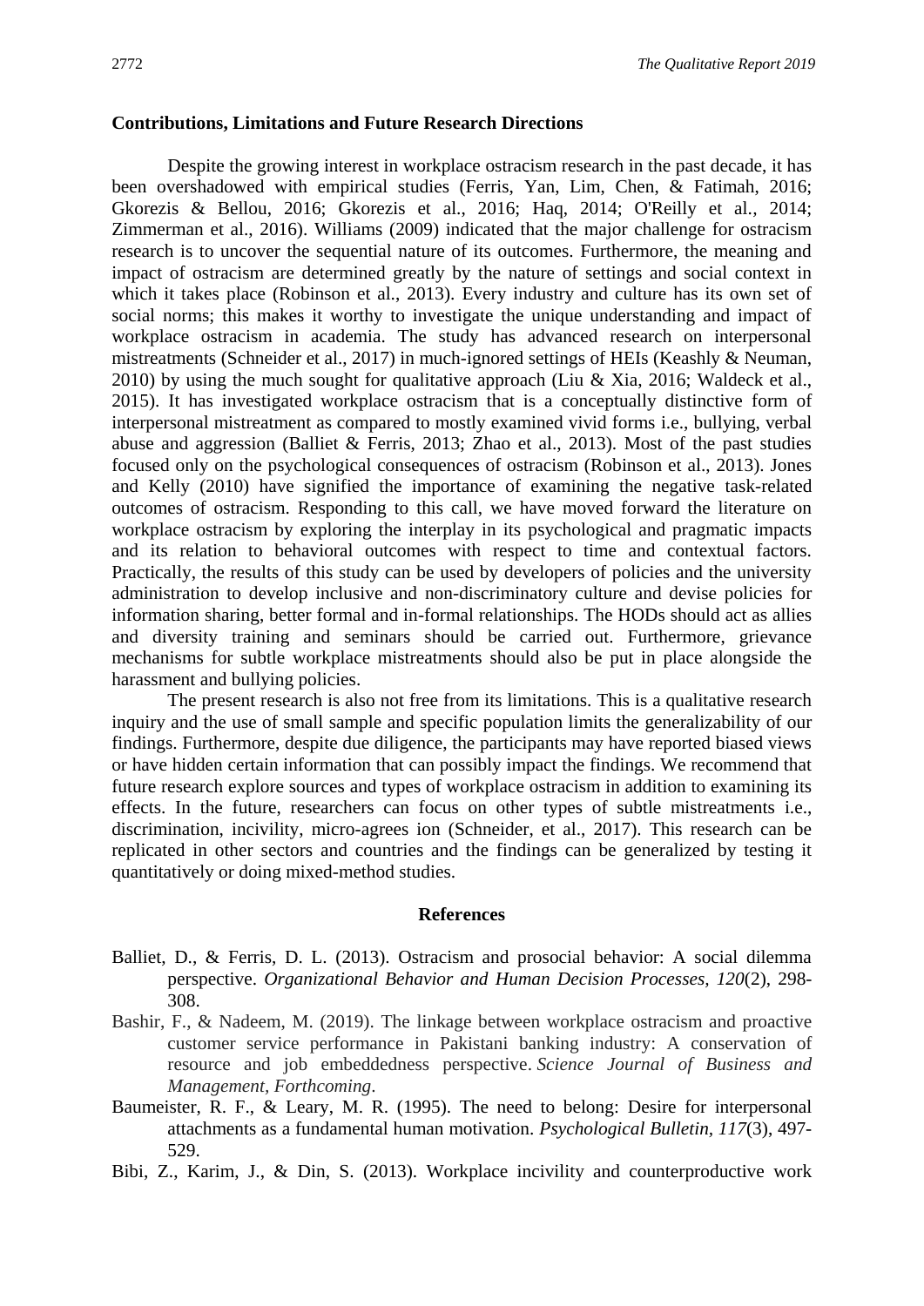**Contributions, Limitations and Future Research Directions**

Despite the growing interest in workplace ostracism research in the past decade, it has been overshadowed with empirical studies (Ferris, Yan, Lim, Chen, & Fatimah, 2016; Gkorezis & Bellou, 2016; Gkorezis et al., 2016; Haq, 2014; O'Reilly et al., 2014; Zimmerman et al., 2016). Williams (2009) indicated that the major challenge for ostracism research is to uncover the sequential nature of its outcomes. Furthermore, the meaning and impact of ostracism are determined greatly by the nature of settings and social context in which it takes place (Robinson et al., 2013). Every industry and culture has its own set of social norms; this makes it worthy to investigate the unique understanding and impact of workplace ostracism in academia. The study has advanced research on interpersonal mistreatments (Schneider et al., 2017) in much-ignored settings of HEIs (Keashly & Neuman, 2010) by using the much sought for qualitative approach (Liu & Xia, 2016; Waldeck et al., 2015). It has investigated workplace ostracism that is a conceptually distinctive form of interpersonal mistreatment as compared to mostly examined vivid forms i.e., bullying, verbal abuse and aggression (Balliet & Ferris, 2013; Zhao et al., 2013). Most of the past studies focused only on the psychological consequences of ostracism (Robinson et al., 2013). Jones and Kelly (2010) have signified the importance of examining the negative task-related outcomes of ostracism. Responding to this call, we have moved forward the literature on workplace ostracism by exploring the interplay in its psychological and pragmatic impacts and its relation to behavioral outcomes with respect to time and contextual factors. Practically, the results of this study can be used by developers of policies and the university administration to develop inclusive and non-discriminatory culture and devise policies for information sharing, better formal and in-formal relationships. The HODs should act as allies and diversity training and seminars should be carried out. Furthermore, grievance mechanisms for subtle workplace mistreatments should also be put in place alongside the harassment and bullying policies.

The present research is also not free from its limitations. This is a qualitative research inquiry and the use of small sample and specific population limits the generalizability of our findings. Furthermore, despite due diligence, the participants may have reported biased views or have hidden certain information that can possibly impact the findings. We recommend that future research explore sources and types of workplace ostracism in addition to examining its effects. In the future, researchers can focus on other types of subtle mistreatments i.e., discrimination, incivility, micro-agrees ion (Schneider, et al., 2017). This research can be replicated in other sectors and countries and the findings can be generalized by testing it quantitatively or doing mixed-method studies.

## References

Balliet, D., & Ferris, D. L. (2013). Ostracism and prosocial behavior: A social dilemma perspective. *Organizational Behavior and Human Decision Processes, 120*(2), 298-308.

Bashir, F., & Nadeem, M. (2019). The linkage between workplace ostracism and proactive customer service performance in Pakistani banking industry: A conservation of resource and job embeddedness perspective. *Science Journal of Business and Management, Forthcoming*.

Baumeister, R. F., & Leary, M. R. (1995). The need to belong: Desire for interpersonal attachments as a fundamental human motivation. *Psychological Bulletin, 117*(3), 497-529.

Bibi, Z., Karim, J., & Din, S. (2013). Workplace incivility and counterproductive work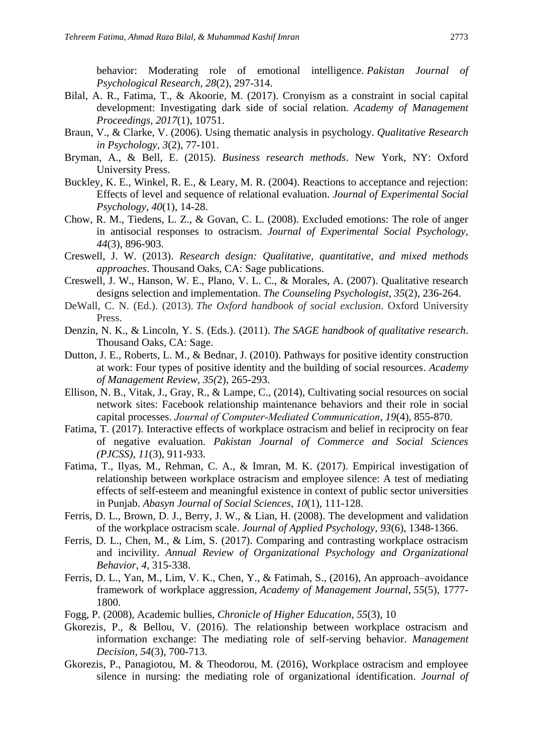behavior: Moderating role of emotional intelligence. *Pakistan Journal of Psychological Research*, *28*(2), 297-314.

Bilal, A. R., Fatima, T., & Akoorie, M. (2017). Cronyism as a constraint in social capital development: Investigating dark side of social relation. *Academy of Management Proceedings, 2017*(1), 10751.

Braun, V., & Clarke, V. (2006). Using thematic analysis in psychology. *Qualitative Research in Psychology*, *3*(2), 77-101.

Bryman, A., & Bell, E. (2015). *Business research methods*. New York, NY: Oxford University Press.

Buckley, K. E., Winkel, R. E., & Leary, M. R. (2004). Reactions to acceptance and rejection: Effects of level and sequence of relational evaluation. *Journal of Experimental Social Psychology*, *40*(1), 14-28.

Chow, R. M., Tiedens, L. Z., & Govan, C. L. (2008). Excluded emotions: The role of anger in antisocial responses to ostracism. *Journal of Experimental Social Psychology, 44*(3), 896-903.

Creswell, J. W. (2013). *Research design: Qualitative, quantitative, and mixed methods approaches*. Thousand Oaks, CA: Sage publications.

Creswell, J. W., Hanson, W. E., Plano, V. L. C., & Morales, A. (2007). Qualitative research designs selection and implementation. *The Counseling Psychologist, 35*(2), 236-264.

DeWall, C. N. (Ed.). (2013). *The Oxford handbook of social exclusion*. Oxford University Press.

Denzin, N. K., & Lincoln, Y. S. (Eds.). (2011). *The SAGE handbook of qualitative research*. Thousand Oaks, CA: Sage.

Dutton, J. E., Roberts, L. M., & Bednar, J. (2010). Pathways for positive identity construction at work: Four types of positive identity and the building of social resources. *Academy of Management Review*, *35(*2), 265-293.

Ellison, N. B., Vitak, J., Gray, R., & Lampe, C., (2014), Cultivating social resources on social network sites: Facebook relationship maintenance behaviors and their role in social capital processes. *Journal of Computer-Mediated Communication*, *19*(4), 855-870.

Fatima, T. (2017). Interactive effects of workplace ostracism and belief in reciprocity on fear of negative evaluation. *Pakistan Journal of Commerce and Social Sciences (PJCSS)*, *11*(3), 911-933.

Fatima, T., Ilyas, M., Rehman, C. A., & Imran, M. K. (2017). Empirical investigation of relationship between workplace ostracism and employee silence: A test of mediating effects of self-esteem and meaningful existence in context of public sector universities in Punjab. *Abasyn Journal of Social Sciences*, *10*(1), 111-128.

Ferris, D. L., Brown, D. J., Berry, J. W., & Lian, H. (2008). The development and validation of the workplace ostracism scale. *Journal of Applied Psychology, 93*(6), 1348-1366.

Ferris, D. L., Chen, M., & Lim, S. (2017). Comparing and contrasting workplace ostracism and incivility. *Annual Review of Organizational Psychology and Organizational Behavior*, *4*, 315-338.

Ferris, D. L., Yan, M., Lim, V. K., Chen, Y., & Fatimah, S., (2016), An approach–avoidance framework of workplace aggression, *Academy of Management Journal*, *55*(5), 1777-1800.

Fogg, P. (2008), Academic bullies, *Chronicle of Higher Education*, *55*(3), 10

Gkorezis, P., & Bellou, V. (2016). The relationship between workplace ostracism and information exchange: The mediating role of self-serving behavior. *Management Decision, 54*(3), 700-713.

Gkorezis, P., Panagiotou, M. & Theodorou, M. (2016), Workplace ostracism and employee silence in nursing: the mediating role of organizational identification. *Journal of*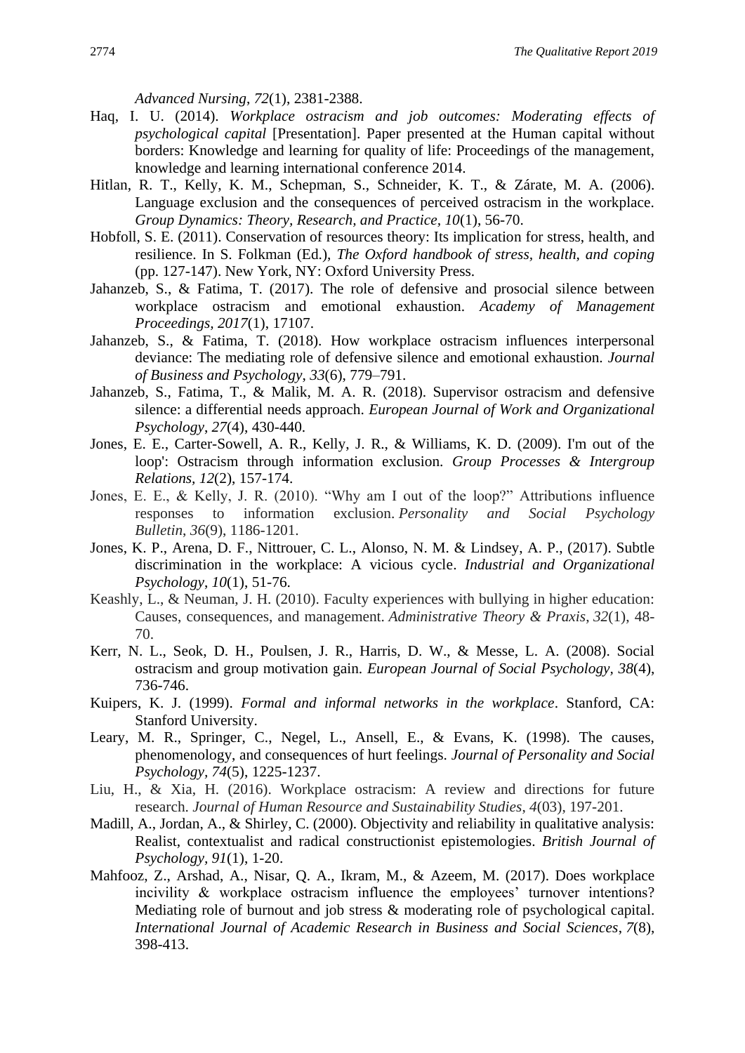*Advanced Nursing*, *72*(1), 2381-2388.

Haq, I. U. (2014). *Workplace ostracism and job outcomes: Moderating effects of psychological capital* [Presentation]. Paper presented at the Human capital without borders: Knowledge and learning for quality of life: Proceedings of the management, knowledge and learning international conference 2014.

Hitlan, R. T., Kelly, K. M., Schepman, S., Schneider, K. T., & Zárate, M. A. (2006). Language exclusion and the consequences of perceived ostracism in the workplace. *Group Dynamics: Theory, Research, and Practice*, *10*(1), 56-70.

Hobfoll, S. E. (2011). Conservation of resources theory: Its implication for stress, health, and resilience. In S. Folkman (Ed.), *The Oxford handbook of stress, health, and coping* (pp. 127-147). New York, NY: Oxford University Press.

Jahanzeb, S., & Fatima, T. (2017). The role of defensive and prosocial silence between workplace ostracism and emotional exhaustion. *Academy of Management Proceedings, 2017*(1), 17107.

Jahanzeb, S., & Fatima, T. (2018). How workplace ostracism influences interpersonal deviance: The mediating role of defensive silence and emotional exhaustion. *Journal of Business and Psychology*, *33*(6), 779–791.

Jahanzeb, S., Fatima, T., & Malik, M. A. R. (2018). Supervisor ostracism and defensive silence: a differential needs approach. *European Journal of Work and Organizational Psychology*, *27*(4), 430-440.

Jones, E. E., Carter-Sowell, A. R., Kelly, J. R., & Williams, K. D. (2009). I'm out of the loop': Ostracism through information exclusion. *Group Processes & Intergroup Relations*, *12*(2), 157-174.

Jones, E. E., & Kelly, J. R. (2010). "Why am I out of the loop?" Attributions influence responses to information exclusion. *Personality and Social Psychology Bulletin*, *36*(9), 1186-1201.

Jones, K. P., Arena, D. F., Nittrouer, C. L., Alonso, N. M. & Lindsey, A. P., (2017). Subtle discrimination in the workplace: A vicious cycle. *Industrial and Organizational Psychology*, *10*(1), 51-76.

Keashly, L., & Neuman, J. H. (2010). Faculty experiences with bullying in higher education: Causes, consequences, and management. *Administrative Theory & Praxis*, *32*(1), 48-70.

Kerr, N. L., Seok, D. H., Poulsen, J. R., Harris, D. W., & Messe, L. A. (2008). Social ostracism and group motivation gain. *European Journal of Social Psychology*, *38*(4), 736-746.

Kuipers, K. J. (1999). *Formal and informal networks in the workplace*. Stanford, CA: Stanford University.

Leary, M. R., Springer, C., Negel, L., Ansell, E., & Evans, K. (1998). The causes, phenomenology, and consequences of hurt feelings. *Journal of Personality and Social Psychology*, *74*(5), 1225-1237.

Liu, H., & Xia, H. (2016). Workplace ostracism: A review and directions for future research. *Journal of Human Resource and Sustainability Studies*, *4*(03), 197-201.

Madill, A., Jordan, A., & Shirley, C. (2000). Objectivity and reliability in qualitative analysis: Realist, contextualist and radical constructionist epistemologies. *British Journal of Psychology*, *91*(1), 1-20.

Mahfooz, Z., Arshad, A., Nisar, Q. A., Ikram, M., & Azeem, M. (2017). Does workplace incivility & workplace ostracism influence the employees' turnover intentions? Mediating role of burnout and job stress & moderating role of psychological capital. *International Journal of Academic Research in Business and Social Sciences*, *7*(8), 398-413.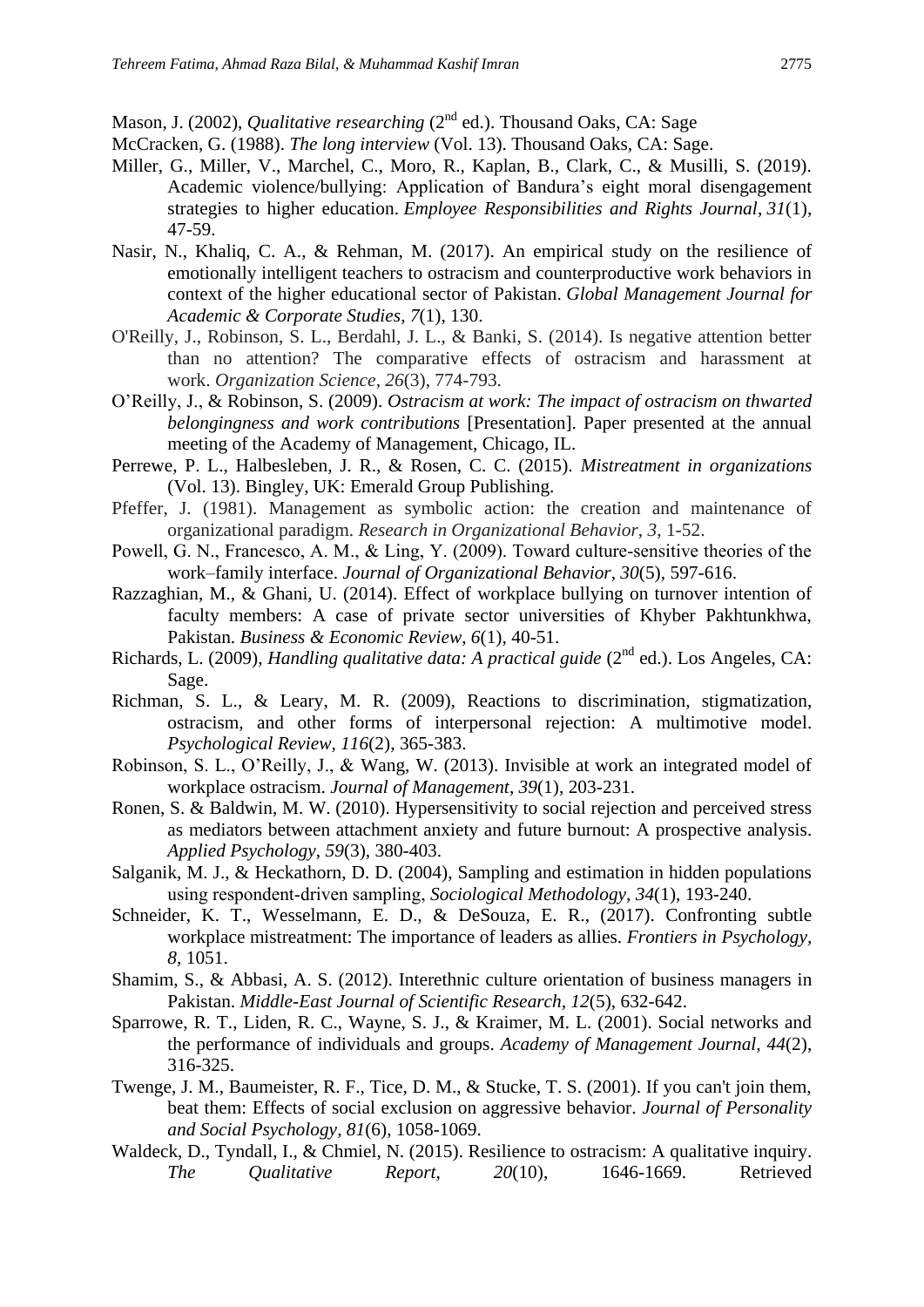Mason, J. (2002), *Qualitative researching* (2nd ed.). Thousand Oaks, CA: Sage

McCracken, G. (1988). *The long interview* (Vol. 13). Thousand Oaks, CA: Sage.

Miller, G., Miller, V., Marchel, C., Moro, R., Kaplan, B., Clark, C., & Musilli, S. (2019). Academic violence/bullying: Application of Bandura's eight moral disengagement strategies to higher education. *Employee Responsibilities and Rights Journal*, *31*(1), 47-59.

Nasir, N., Khaliq, C. A., & Rehman, M. (2017). An empirical study on the resilience of emotionally intelligent teachers to ostracism and counterproductive work behaviors in context of the higher educational sector of Pakistan. *Global Management Journal for Academic & Corporate Studies*, *7*(1), 130.

O'Reilly, J., Robinson, S. L., Berdahl, J. L., & Banki, S. (2014). Is negative attention better than no attention? The comparative effects of ostracism and harassment at work. *Organization Science*, *26*(3), 774-793.

O'Reilly, J., & Robinson, S. (2009). *Ostracism at work: The impact of ostracism on thwarted belongingness and work contributions* [Presentation]. Paper presented at the annual meeting of the Academy of Management, Chicago, IL.

Perrewe, P. L., Halbesleben, J. R., & Rosen, C. C. (2015). *Mistreatment in organizations* (Vol. 13). Bingley, UK: Emerald Group Publishing.

Pfeffer, J. (1981). Management as symbolic action: the creation and maintenance of organizational paradigm. *Research in Organizational Behavior*, *3*, 1-52.

Powell, G. N., Francesco, A. M., & Ling, Y. (2009). Toward culture-sensitive theories of the work–family interface. *Journal of Organizational Behavior*, *30*(5), 597-616.

Razzaghian, M., & Ghani, U. (2014). Effect of workplace bullying on turnover intention of faculty members: A case of private sector universities of Khyber Pakhtunkhwa, Pakistan. *Business & Economic Review*, *6*(1), 40-51.

Richards, L. (2009), *Handling qualitative data: A practical guide* (2nd ed.). Los Angeles, CA: Sage.

Richman, S. L., & Leary, M. R. (2009), Reactions to discrimination, stigmatization, ostracism, and other forms of interpersonal rejection: A multimotive model. *Psychological Review*, *116*(2), 365-383.

Robinson, S. L., O'Reilly, J., & Wang, W. (2013). Invisible at work an integrated model of workplace ostracism. *Journal of Management*, *39*(1), 203-231.

Ronen, S. & Baldwin, M. W. (2010). Hypersensitivity to social rejection and perceived stress as mediators between attachment anxiety and future burnout: A prospective analysis. *Applied Psychology*, *59*(3), 380-403.

Salganik, M. J., & Heckathorn, D. D. (2004), Sampling and estimation in hidden populations using respondent-driven sampling, *Sociological Methodology*, *34*(1), 193-240.

Schneider, K. T., Wesselmann, E. D., & DeSouza, E. R., (2017). Confronting subtle workplace mistreatment: The importance of leaders as allies. *Frontiers in Psychology*, *8*, 1051.

Shamim, S., & Abbasi, A. S. (2012). Interethnic culture orientation of business managers in Pakistan. *Middle-East Journal of Scientific Research*, *12*(5), 632-642.

Sparrowe, R. T., Liden, R. C., Wayne, S. J., & Kraimer, M. L. (2001). Social networks and the performance of individuals and groups. *Academy of Management Journal*, *44*(2), 316-325.

Twenge, J. M., Baumeister, R. F., Tice, D. M., & Stucke, T. S. (2001). If you can't join them, beat them: Effects of social exclusion on aggressive behavior. *Journal of Personality and Social Psychology*, *81*(6), 1058-1069.

Waldeck, D., Tyndall, I., & Chmiel, N. (2015). Resilience to ostracism: A qualitative inquiry. *The Qualitative Report*, *20*(10), 1646-1669. Retrieved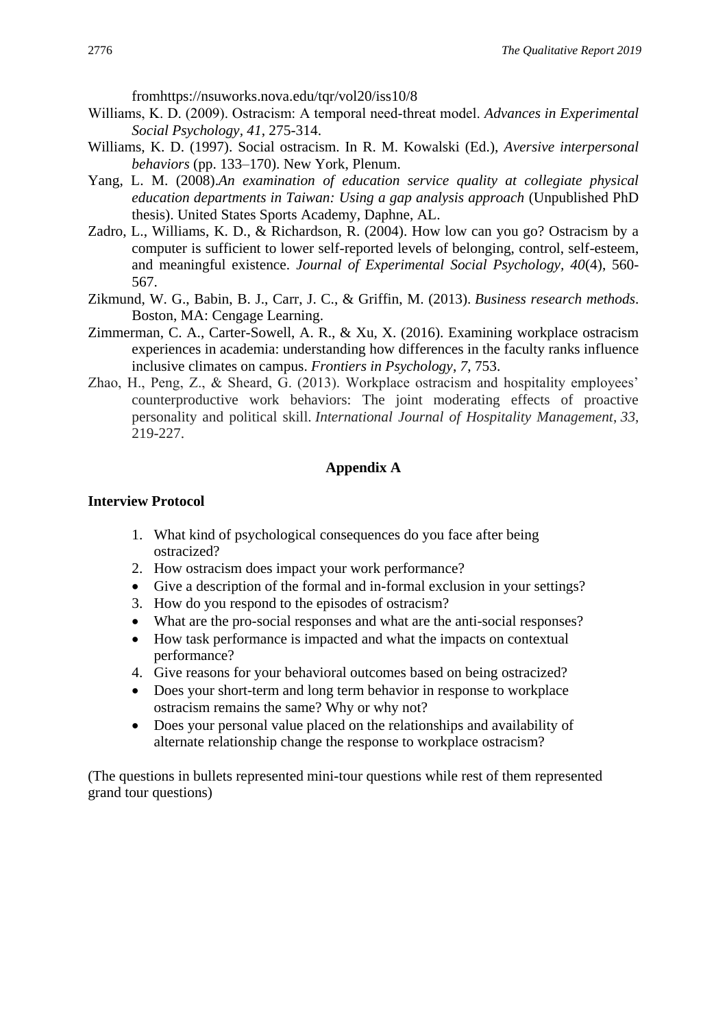fromhttps://nsuworks.nova.edu/tqr/vol20/iss10/8

Williams, K. D. (2009). Ostracism: A temporal need-threat model. *Advances in Experimental Social Psychology*, *41*, 275-314.

Williams, K. D. (1997). Social ostracism. In R. M. Kowalski (Ed.), *Aversive interpersonal behaviors* (pp. 133–170). New York, Plenum.

Yang, L. M. (2008).*An examination of education service quality at collegiate physical education departments in Taiwan: Using a gap analysis approach* (Unpublished PhD thesis). United States Sports Academy, Daphne, AL.

Zadro, L., Williams, K. D., & Richardson, R. (2004). How low can you go? Ostracism by a computer is sufficient to lower self-reported levels of belonging, control, self-esteem, and meaningful existence. *Journal of Experimental Social Psychology*, *40*(4), 560-567.

Zikmund, W. G., Babin, B. J., Carr, J. C., & Griffin, M. (2013). *Business research methods*. Boston, MA: Cengage Learning.

Zimmerman, C. A., Carter-Sowell, A. R., & Xu, X. (2016). Examining workplace ostracism experiences in academia: understanding how differences in the faculty ranks influence inclusive climates on campus. *Frontiers in Psychology*, *7*, 753.

Zhao, H., Peng, Z., & Sheard, G. (2013). Workplace ostracism and hospitality employees' counterproductive work behaviors: The joint moderating effects of proactive personality and political skill. *International Journal of Hospitality Management*, *33*, 219-227.

## Appendix A

**Interview Protocol**

1. What kind of psychological consequences do you face after being ostracized?
2. How ostracism does impact your work performance?
   - Give a description of the formal and in-formal exclusion in your settings?
3. How do you respond to the episodes of ostracism?
   - What are the pro-social responses and what are the anti-social responses?
   - How task performance is impacted and what the impacts on contextual performance?
4. Give reasons for your behavioral outcomes based on being ostracized?
   - Does your short-term and long term behavior in response to workplace ostracism remains the same? Why or why not?
   - Does your personal value placed on the relationships and availability of alternate relationship change the response to workplace ostracism?

(The questions in bullets represented mini-tour questions while rest of them represented grand tour questions)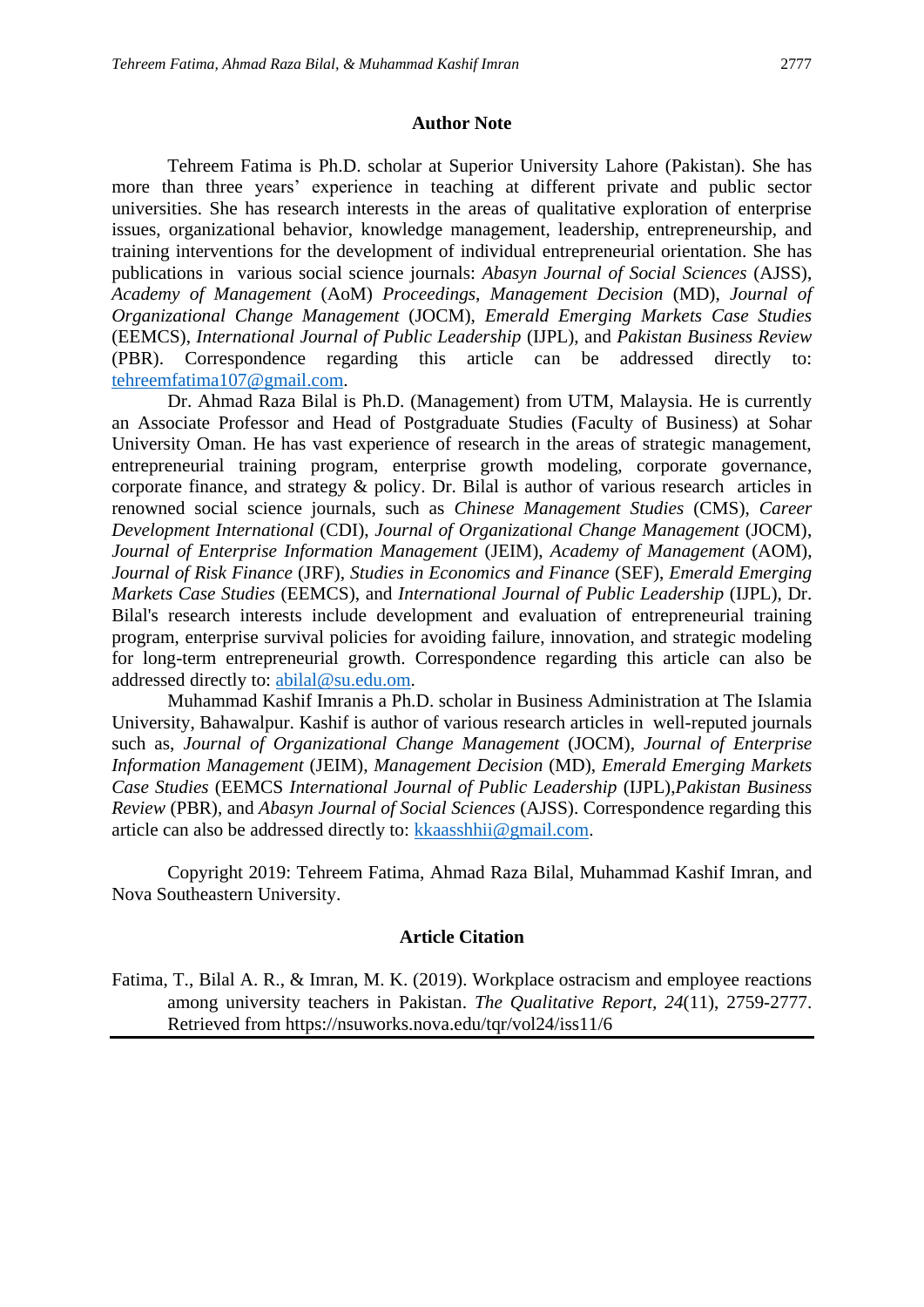## Author Note

Tehreem Fatima is Ph.D. scholar at Superior University Lahore (Pakistan). She has more than three years' experience in teaching at different private and public sector universities. She has research interests in the areas of qualitative exploration of enterprise issues, organizational behavior, knowledge management, leadership, entrepreneurship, and training interventions for the development of individual entrepreneurial orientation. She has publications in various social science journals: *Abasyn Journal of Social Sciences* (AJSS), *Academy of Management* (AoM) *Proceedings*, *Management Decision* (MD), *Journal of Organizational Change Management* (JOCM), *Emerald Emerging Markets Case Studies* (EEMCS), *International Journal of Public Leadership* (IJPL), and *Pakistan Business Review* (PBR). Correspondence regarding this article can be addressed directly to: tehreemfatima107@gmail.com.

Dr. Ahmad Raza Bilal is Ph.D. (Management) from UTM, Malaysia. He is currently an Associate Professor and Head of Postgraduate Studies (Faculty of Business) at Sohar University Oman. He has vast experience of research in the areas of strategic management, entrepreneurial training program, enterprise growth modeling, corporate governance, corporate finance, and strategy & policy. Dr. Bilal is author of various research articles in renowned social science journals, such as *Chinese Management Studies* (CMS), *Career Development International* (CDI), *Journal of Organizational Change Management* (JOCM), *Journal of Enterprise Information Management* (JEIM), *Academy of Management* (AOM), *Journal of Risk Finance* (JRF), *Studies in Economics and Finance* (SEF), *Emerald Emerging Markets Case Studies* (EEMCS), and *International Journal of Public Leadership* (IJPL), Dr. Bilal's research interests include development and evaluation of entrepreneurial training program, enterprise survival policies for avoiding failure, innovation, and strategic modeling for long-term entrepreneurial growth. Correspondence regarding this article can also be addressed directly to: abilal@su.edu.om.

Muhammad Kashif Imranis a Ph.D. scholar in Business Administration at The Islamia University, Bahawalpur. Kashif is author of various research articles in well-reputed journals such as, *Journal of Organizational Change Management* (JOCM), *Journal of Enterprise Information Management* (JEIM), *Management Decision* (MD), *Emerald Emerging Markets Case Studies* (EEMCS *International Journal of Public Leadership* (IJPL),*Pakistan Business Review* (PBR), and *Abasyn Journal of Social Sciences* (AJSS). Correspondence regarding this article can also be addressed directly to: kkaasshhii@gmail.com.

Copyright 2019: Tehreem Fatima, Ahmad Raza Bilal, Muhammad Kashif Imran, and Nova Southeastern University.

## Article Citation

Fatima, T., Bilal A. R., & Imran, M. K. (2019). Workplace ostracism and employee reactions among university teachers in Pakistan. *The Qualitative Report*, *24*(11), 2759-2777. Retrieved from https://nsuworks.nova.edu/tqr/vol24/iss11/6